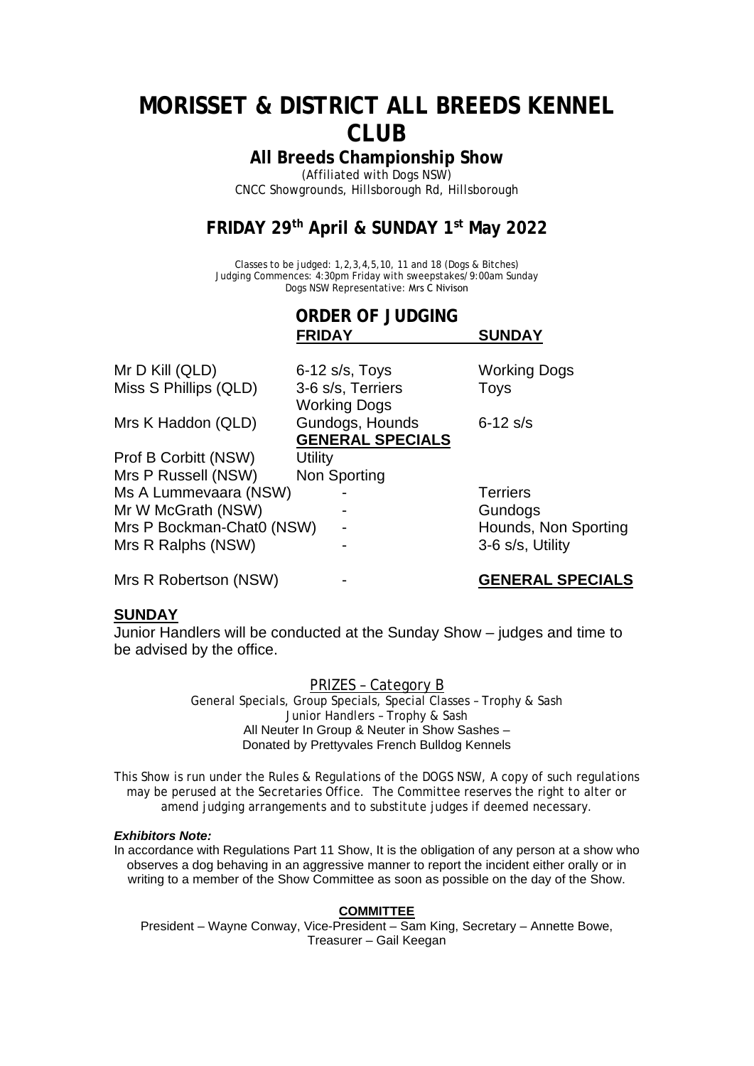# MORISSET & DISTRICT ALL BREEDS KENNEL CLUB

## All Breeds Championship Show

(Affiliated with Dogs NSW)
CNCC Showgrounds, Hillsborough Rd, Hillsborough

## FRIDAY 29th April & SUNDAY 1st May 2022

Classes to be judged: 1,2,3,4,5,10, 11 and 18 (Dogs & Bitches)
Judging Commences: 4:30pm Friday with sweepstakes/9:00am Sunday
Dogs NSW Representative: Mrs C Nivison

### ORDER OF JUDGING

| | FRIDAY | SUNDAY |
|---|---|---|
| Mr D Kill (QLD) | 6-12 s/s, Toys | Working Dogs |
| Miss S Phillips (QLD) | 3-6 s/s, Terriers<br>Working Dogs | Toys |
| Mrs K Haddon (QLD) | Gundogs, Hounds<br>**GENERAL SPECIALS** | 6-12 s/s |
| Prof B Corbitt (NSW) | Utility | |
| Mrs P Russell (NSW) | Non Sporting | |
| Ms A Lummevaara (NSW) | - | Terriers |
| Mr W McGrath (NSW) | - | Gundogs |
| Mrs P Bockman-Chat0 (NSW) | - | Hounds, Non Sporting |
| Mrs R Ralphs (NSW) | - | 3-6 s/s, Utility |
| Mrs R Robertson (NSW) | - | **GENERAL SPECIALS** |

**SUNDAY**

Junior Handlers will be conducted at the Sunday Show – judges and time to be advised by the office.

PRIZES – Category B

General Specials, Group Specials, Special Classes – Trophy & Sash
Junior Handlers – Trophy & Sash
All Neuter In Group & Neuter in Show Sashes –
Donated by Prettyvales French Bulldog Kennels

This Show is run under the Rules & Regulations of the DOGS NSW, A copy of such regulations may be perused at the Secretaries Office. The Committee reserves the right to alter or amend judging arrangements and to substitute judges if deemed necessary.

***Exhibitors Note:***

In accordance with Regulations Part 11 Show, It is the obligation of any person at a show who observes a dog behaving in an aggressive manner to report the incident either orally or in writing to a member of the Show Committee as soon as possible on the day of the Show.

**COMMITTEE**

President – Wayne Conway, Vice-President – Sam King, Secretary – Annette Bowe, Treasurer – Gail Keegan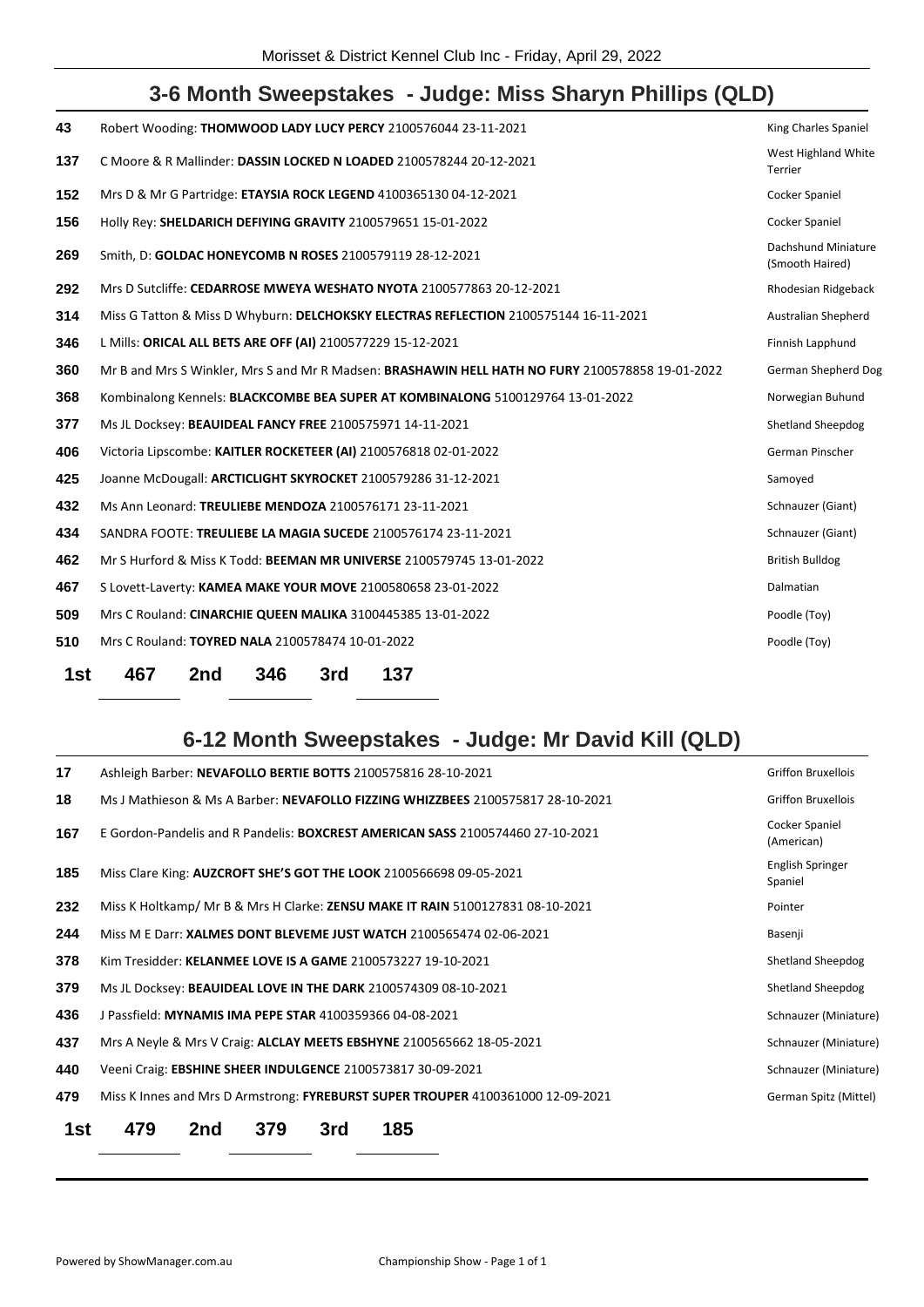## 3-6 Month Sweepstakes - Judge: Miss Sharyn Phillips (QLD)

| | | |
|---|---|---|
| 43 | Robert Wooding: **THOMWOOD LADY LUCY PERCY** 2100576044 23-11-2021 | King Charles Spaniel |
| 137 | C Moore & R Mallinder: **DASSIN LOCKED N LOADED** 2100578244 20-12-2021 | West Highland White Terrier |
| 152 | Mrs D & Mr G Partridge: **ETAYSIA ROCK LEGEND** 4100365130 04-12-2021 | Cocker Spaniel |
| 156 | Holly Rey: **SHELDARICH DEFIYING GRAVITY** 2100579651 15-01-2022 | Cocker Spaniel |
| 269 | Smith, D: **GOLDAC HONEYCOMB N ROSES** 2100579119 28-12-2021 | Dachshund Miniature (Smooth Haired) |
| 292 | Mrs D Sutcliffe: **CEDARROSE MWEYA WESHATO NYOTA** 2100577863 20-12-2021 | Rhodesian Ridgeback |
| 314 | Miss G Tatton & Miss D Whyburn: **DELCHOKSKY ELECTRAS REFLECTION** 2100575144 16-11-2021 | Australian Shepherd |
| 346 | L Mills: **ORICAL ALL BETS ARE OFF (AI)** 2100577229 15-12-2021 | Finnish Lapphund |
| 360 | Mr B and Mrs S Winkler, Mrs S and Mr R Madsen: **BRASHAWIN HELL HATH NO FURY** 2100578858 19-01-2022 | German Shepherd Dog |
| 368 | Kombinalong Kennels: **BLACKCOMBE BEA SUPER AT KOMBINALONG** 5100129764 13-01-2022 | Norwegian Buhund |
| 377 | Ms JL Docksey: **BEAUIDEAL FANCY FREE** 2100575971 14-11-2021 | Shetland Sheepdog |
| 406 | Victoria Lipscombe: **KAITLER ROCKETEER (AI)** 2100576818 02-01-2022 | German Pinscher |
| 425 | Joanne McDougall: **ARCTICLIGHT SKYROCKET** 2100579286 31-12-2021 | Samoyed |
| 432 | Ms Ann Leonard: **TREULIEBE MENDOZA** 2100576171 23-11-2021 | Schnauzer (Giant) |
| 434 | SANDRA FOOTE: **TREULIEBE LA MAGIA SUCEDE** 2100576174 23-11-2021 | Schnauzer (Giant) |
| 462 | Mr S Hurford & Miss K Todd: **BEEMAN MR UNIVERSE** 2100579745 13-01-2022 | British Bulldog |
| 467 | S Lovett-Laverty: **KAMEA MAKE YOUR MOVE** 2100580658 23-01-2022 | Dalmatian |
| 509 | Mrs C Rouland: **CINARCHIE QUEEN MALIKA** 3100445385 13-01-2022 | Poodle (Toy) |
| 510 | Mrs C Rouland: **TOYRED NALA** 2100578474 10-01-2022 | Poodle (Toy) |

**1st** 467 **2nd** 346 **3rd** 137

## 6-12 Month Sweepstakes - Judge: Mr David Kill (QLD)

| | | |
|---|---|---|
| 17 | Ashleigh Barber: **NEVAFOLLO BERTIE BOTTS** 2100575816 28-10-2021 | Griffon Bruxellois |
| 18 | Ms J Mathieson & Ms A Barber: **NEVAFOLLO FIZZING WHIZZBEES** 2100575817 28-10-2021 | Griffon Bruxellois |
| 167 | E Gordon-Pandelis and R Pandelis: **BOXCREST AMERICAN SASS** 2100574460 27-10-2021 | Cocker Spaniel (American) |
| 185 | Miss Clare King: **AUZCROFT SHE'S GOT THE LOOK** 2100566698 09-05-2021 | English Springer Spaniel |
| 232 | Miss K Holtkamp/ Mr B & Mrs H Clarke: **ZENSU MAKE IT RAIN** 5100127831 08-10-2021 | Pointer |
| 244 | Miss M E Darr: **XALMES DONT BLEVEME JUST WATCH** 2100565474 02-06-2021 | Basenji |
| 378 | Kim Tresidder: **KELANMEE LOVE IS A GAME** 2100573227 19-10-2021 | Shetland Sheepdog |
| 379 | Ms JL Docksey: **BEAUIDEAL LOVE IN THE DARK** 2100574309 08-10-2021 | Shetland Sheepdog |
| 436 | J Passfield: **MYNAMIS IMA PEPE STAR** 4100359366 04-08-2021 | Schnauzer (Miniature) |
| 437 | Mrs A Neyle & Mrs V Craig: **ALCLAY MEETS EBSHYNE** 2100565662 18-05-2021 | Schnauzer (Miniature) |
| 440 | Veeni Craig: **EBSHINE SHEER INDULGENCE** 2100573817 30-09-2021 | Schnauzer (Miniature) |
| 479 | Miss K Innes and Mrs D Armstrong: **FYREBURST SUPER TROUPER** 4100361000 12-09-2021 | German Spitz (Mittel) |

**1st** 479 **2nd** 379 **3rd** 185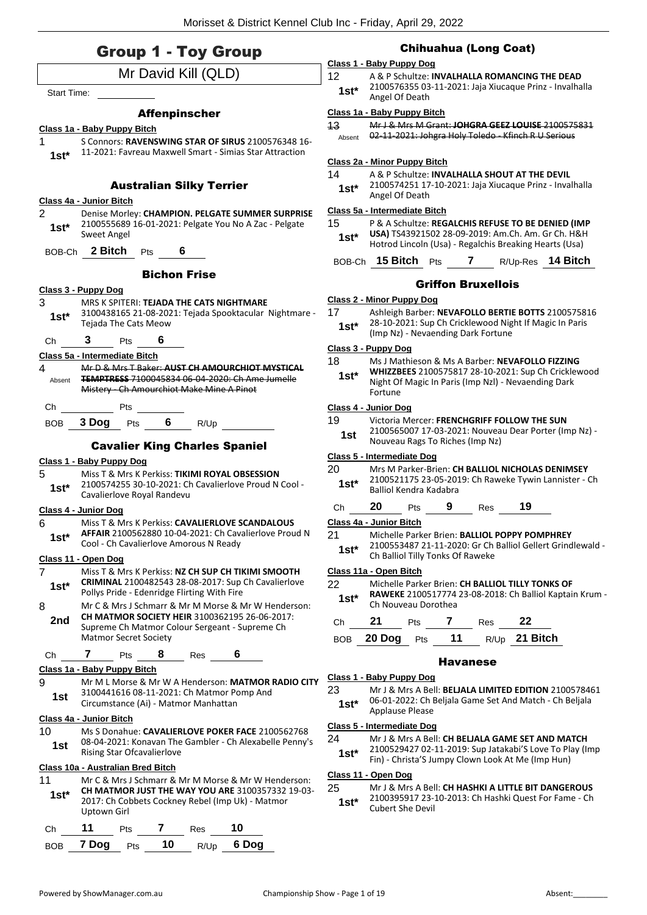# Group 1 - Toy Group

Mr David Kill (QLD)

Start Time: ___________

### Affenpinscher

**Class 1a - Baby Puppy Bitch**

1 — **1st*** — S Connors: **RAVENSWING STAR OF SIRUS** 2100576348 16-11-2021: Favreau Maxwell Smart - Simias Star Attraction

### Australian Silky Terrier

**Class 4a - Junior Bitch**

2 — **1st*** — Denise Morley: **CHAMPION. PELGATE SUMMER SURPRISE** 2100555689 16-01-2021: Pelgate You No A Zac - Pelgate Sweet Angel

BOB-Ch **2 Bitch** Pts **6**

### Bichon Frise

**Class 3 - Puppy Dog**

3 — **1st*** — MRS K SPITERI: **TEJADA THE CATS NIGHTMARE** 3100438165 21-08-2021: Tejada Spooktacular Nightmare - Tejada The Cats Meow

Ch **3** Pts **6**

**Class 5a - Intermediate Bitch**

4 — Absent — ~~Mr D & Mrs T Baker: **AUST CH AMOURCHIOT MYSTICAL TEMPTRESS** 7100045834 06-04-2020: Ch Ame Jumelle Mistery - Ch Amourchiot Make Mine A Pinot~~

Ch ______ Pts ______

BOB **3 Dog** Pts **6** R/Up ______

### Cavalier King Charles Spaniel

**Class 1 - Baby Puppy Dog**

5 — **1st*** — Miss T & Mrs K Perkiss: **TIKIMI ROYAL OBSESSION** 2100574255 30-10-2021: Ch Cavalierlove Proud N Cool - Cavalierlove Royal Randevu

**Class 4 - Junior Dog**

6 — **1st*** — Miss T & Mrs K Perkiss: **CAVALIERLOVE SCANDALOUS AFFAIR** 2100562880 10-04-2021: Ch Cavalierlove Proud N Cool - Ch Cavalierlove Amorous N Ready

**Class 11 - Open Dog**

7 — **1st*** — Miss T & Mrs K Perkiss: **NZ CH SUP CH TIKIMI SMOOTH CRIMINAL** 2100482543 28-08-2017: Sup Ch Cavalierlove Pollys Pride - Edenridge Flirting With Fire

8 — **2nd** — Mr C & Mrs J Schmarr & Mr M Morse & Mr W Henderson: **CH MATMOR SOCIETY HEIR** 3100362195 26-06-2017: Supreme Ch Matmor Colour Sergeant - Supreme Ch Matmor Secret Society

Ch **7** Pts **8** Res **6**

**Class 1a - Baby Puppy Bitch**

9 — **1st** — Mr M L Morse & Mr W A Henderson: **MATMOR RADIO CITY** 3100441616 08-11-2021: Ch Matmor Pomp And Circumstance (Ai) - Matmor Manhattan

**Class 4a - Junior Bitch**

10 — **1st** — Ms S Donahue: **CAVALIERLOVE POKER FACE** 2100562768 08-04-2021: Konavan The Gambler - Ch Alexabelle Penny's Rising Star Ofcavalierlove

**Class 10a - Australian Bred Bitch**

11 — **1st*** — Mr C & Mrs J Schmarr & Mr M Morse & Mr W Henderson: **CH MATMOR JUST THE WAY YOU ARE** 3100357332 19-03-2017: Ch Cobbets Cockney Rebel (Imp Uk) - Matmor Uptown Girl

Ch **11** Pts **7** Res **10**

BOB **7 Dog** Pts **10** R/Up **6 Dog**

### Chihuahua (Long Coat)

**Class 1 - Baby Puppy Dog**

12 — **1st*** — A & P Schultze: **INVALHALLA ROMANCING THE DEAD** 2100576355 03-11-2021: Jaja Xiucaque Prinz - Invalhalla Angel Of Death

**Class 1a - Baby Puppy Bitch**

13 — Absent — ~~Mr J & Mrs M Grant: **JOHGRA GEEZ LOUISE** 2100575831 02-11-2021: Johgra Holy Toledo - Kfinch R U Serious~~

**Class 2a - Minor Puppy Bitch**

14 — **1st*** — A & P Schultze: **INVALHALLA SHOUT AT THE DEVIL** 2100574251 17-10-2021: Jaja Xiucaque Prinz - Invalhalla Angel Of Death

**Class 5a - Intermediate Bitch**

15 — **1st*** — P & A Schultze: **REGALCHIS REFUSE TO BE DENIED (IMP USA)** TS43921502 28-09-2019: Am.Ch. Am. Gr Ch. H&H Hotrod Lincoln (Usa) - Regalchis Breaking Hearts (Usa)

BOB-Ch **15 Bitch** Pts **7** R/Up-Res **14 Bitch**

### Griffon Bruxellois

**Class 2 - Minor Puppy Dog**

17 — **1st*** — Ashleigh Barber: **NEVAFOLLO BERTIE BOTTS** 2100575816 28-10-2021: Sup Ch Cricklewood Night If Magic In Paris (Imp Nz) - Nevaending Dark Fortune

**Class 3 - Puppy Dog**

18 — **1st*** — Ms J Mathieson & Ms A Barber: **NEVAFOLLO FIZZING WHIZZBEES** 2100575817 28-10-2021: Sup Ch Cricklewood Night Of Magic In Paris (Imp Nzl) - Nevaending Dark Fortune

**Class 4 - Junior Dog**

19 — **1st** — Victoria Mercer: **FRENCHGRIFF FOLLOW THE SUN** 2100565007 17-03-2021: Nouveau Dear Porter (Imp Nz) - Nouveau Rags To Riches (Imp Nz)

**Class 5 - Intermediate Dog**

20 — **1st*** — Mrs M Parker-Brien: **CH BALLIOL NICHOLAS DENIMSEY** 2100521175 23-05-2019: Ch Raweke Tywin Lannister - Ch Balliol Kendra Kadabra

Ch **20** Pts **9** Res **19**

**Class 4a - Junior Bitch**

21 — **1st*** — Michelle Parker Brien: **BALLIOL POPPY POMPHREY** 2100553487 21-11-2020: Gr Ch Balliol Gellert Grindlewald - Ch Balliol Tilly Tonks Of Raweke

**Class 11a - Open Bitch**

22 — **1st*** — Michelle Parker Brien: **CH BALLIOL TILLY TONKS OF RAWEKE** 2100517774 23-08-2018: Ch Balliol Kaptain Krum - Ch Nouveau Dorothea

Ch **21** Pts **7** Res **22**

BOB **20 Dog** Pts **11** R/Up **21 Bitch**

### Havanese

**Class 1 - Baby Puppy Dog**

23 — **1st*** — Mr J & Mrs A Bell: **BELJALA LIMITED EDITION** 2100578461 06-01-2022: Ch Beljala Game Set And Match - Ch Beljala Applause Please

**Class 5 - Intermediate Dog**

24 — **1st*** — Mr J & Mrs A Bell: **CH BELJALA GAME SET AND MATCH** 2100529427 02-11-2019: Sup Jatakabi'S Love To Play (Imp Fin) - Christa'S Jumpy Clown Look At Me (Imp Hun)

**Class 11 - Open Dog**

25 — **1st*** — Mr J & Mrs A Bell: **CH HASHKI A LITTLE BIT DANGEROUS** 2100395917 23-10-2013: Ch Hashki Quest For Fame - Ch Cubert She Devil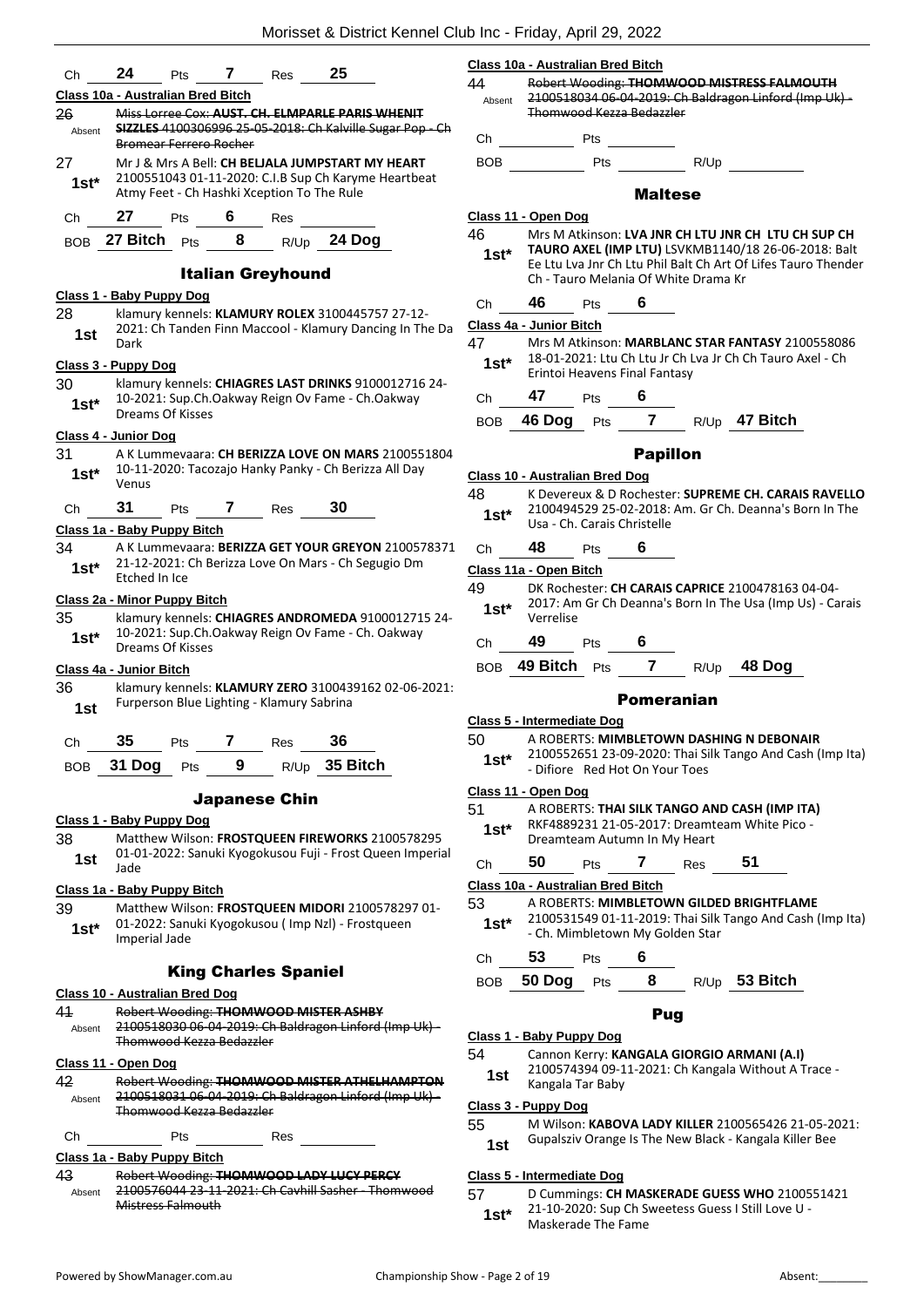Ch **24** Pts **7** Res **25**

**Class 10a - Australian Bred Bitch**

26 Absent ~~Miss Lorree Cox: **AUST. CH. ELMPARLE PARIS WHENIT SIZZLES** 4100306996 25-05-2018: Ch Kalville Sugar Pop - Ch Bromear Ferrero Rocher~~

27 **1st*** Mr J & Mrs A Bell: **CH BELJALA JUMPSTART MY HEART** 2100551043 01-11-2020: C.I.B Sup Ch Karyme Heartbeat Atmy Feet - Ch Hashki Xception To The Rule

Ch **27** Pts **6** Res

BOB **27 Bitch** Pts **8** R/Up **24 Dog**

## Italian Greyhound

**Class 1 - Baby Puppy Dog**

28 **1st** klamury kennels: **KLAMURY ROLEX** 3100445757 27-12-2021: Ch Tanden Finn Maccool - Klamury Dancing In The Da Dark

**Class 3 - Puppy Dog**

30 **1st*** klamury kennels: **CHIAGRES LAST DRINKS** 9100012716 24-10-2021: Sup.Ch.Oakway Reign Ov Fame - Ch.Oakway Dreams Of Kisses

**Class 4 - Junior Dog**

31 **1st*** A K Lummevaara: **CH BERIZZA LOVE ON MARS** 2100551804 10-11-2020: Tacozajo Hanky Panky - Ch Berizza All Day Venus

Ch **31** Pts **7** Res **30**

**Class 1a - Baby Puppy Bitch**

34 **1st*** A K Lummevaara: **BERIZZA GET YOUR GREYON** 2100578371 21-12-2021: Ch Berizza Love On Mars - Ch Segugio Dm Etched In Ice

**Class 2a - Minor Puppy Bitch**

35 **1st*** klamury kennels: **CHIAGRES ANDROMEDA** 9100012715 24-10-2021: Sup.Ch.Oakway Reign Ov Fame - Ch. Oakway Dreams Of Kisses

**Class 4a - Junior Bitch**

36 **1st** klamury kennels: **KLAMURY ZERO** 3100439162 02-06-2021: Furperson Blue Lighting - Klamury Sabrina

Ch **35** Pts **7** Res **36**

BOB **31 Dog** Pts **9** R/Up **35 Bitch**

## Japanese Chin

**Class 1 - Baby Puppy Dog**

38 **1st** Matthew Wilson: **FROSTQUEEN FIREWORKS** 2100578295 01-01-2022: Sanuki Kyogokusou Fuji - Frost Queen Imperial Jade

**Class 1a - Baby Puppy Bitch**

39 **1st*** Matthew Wilson: **FROSTQUEEN MIDORI** 2100578297 01-01-2022: Sanuki Kyogokusou ( Imp Nzl) - Frostqueen Imperial Jade

## King Charles Spaniel

**Class 10 - Australian Bred Dog**

41 Absent ~~Robert Wooding: **THOMWOOD MISTER ASHBY** 2100518030 06-04-2019: Ch Baldragon Linford (Imp Uk) - Thomwood Kezza Bedazzler~~

**Class 11 - Open Dog**

42 Absent ~~Robert Wooding: **THOMWOOD MISTER ATHELHAMPTON** 2100518031 06-04-2019: Ch Baldragon Linford (Imp Uk) - Thomwood Kezza Bedazzler~~

Ch Pts Res

**Class 1a - Baby Puppy Bitch**

43 Absent ~~Robert Wooding: **THOMWOOD LADY LUCY PERCY** 2100576044 23-11-2021: Ch Cavhill Sasher - Thomwood Mistress Falmouth~~

**Class 10a - Australian Bred Bitch**

44 Absent ~~Robert Wooding: **THOMWOOD MISTRESS FALMOUTH** 2100518034 06-04-2019: Ch Baldragon Linford (Imp Uk) - Thomwood Kezza Bedazzler~~

Ch Pts

BOB Pts R/Up

## Maltese

**Class 11 - Open Dog**

46 **1st*** Mrs M Atkinson: **LVA JNR CH LTU JNR CH LTU CH SUP CH TAURO AXEL (IMP LTU)** LSVKMB1140/18 26-06-2018: Balt Ee Ltu Lva Jnr Ch Ltu Phil Balt Ch Art Of Lifes Tauro Thender Ch - Tauro Melania Of White Drama Kr

Ch **46** Pts **6**

**Class 4a - Junior Bitch**

47 **1st*** Mrs M Atkinson: **MARBLANC STAR FANTASY** 2100558086 18-01-2021: Ltu Ch Ltu Jr Ch Lva Jr Ch Ch Tauro Axel - Ch Erintoi Heavens Final Fantasy

Ch **47** Pts **6**

BOB **46 Dog** Pts **7** R/Up **47 Bitch**

## Papillon

**Class 10 - Australian Bred Dog**

48 **1st*** K Devereux & D Rochester: **SUPREME CH. CARAIS RAVELLO** 2100494529 25-02-2018: Am. Gr Ch. Deanna's Born In The Usa - Ch. Carais Christelle

Ch **48** Pts **6**

**Class 11a - Open Bitch**

49 **1st*** DK Rochester: **CH CARAIS CAPRICE** 2100478163 04-04-2017: Am Gr Ch Deanna's Born In The Usa (Imp Us) - Carais Verrelise

Ch **49** Pts **6**

BOB **49 Bitch** Pts **7** R/Up **48 Dog**

## Pomeranian

**Class 5 - Intermediate Dog**

50 **1st*** A ROBERTS: **MIMBLETOWN DASHING N DEBONAIR** 2100552651 23-09-2020: Thai Silk Tango And Cash (Imp Ita) - Difiore Red Hot On Your Toes

**Class 11 - Open Dog**

51 **1st*** A ROBERTS: **THAI SILK TANGO AND CASH (IMP ITA)** RKF4889231 21-05-2017: Dreamteam White Pico - Dreamteam Autumn In My Heart

Ch **50** Pts **7** Res **51**

**Class 10a - Australian Bred Bitch**

53 **1st*** A ROBERTS: **MIMBLETOWN GILDED BRIGHTFLAME** 2100531549 01-11-2019: Thai Silk Tango And Cash (Imp Ita) - Ch. Mimbletown My Golden Star

Ch **53** Pts **6**

BOB **50 Dog** Pts **8** R/Up **53 Bitch**

## Pug

**Class 1 - Baby Puppy Dog**

54 **1st** Cannon Kerry: **KANGALA GIORGIO ARMANI (A.I)** 2100574394 09-11-2021: Ch Kangala Without A Trace - Kangala Tar Baby

**Class 3 - Puppy Dog**

55 **1st** M Wilson: **KABOVA LADY KILLER** 2100565426 21-05-2021: Gupalsziv Orange Is The New Black - Kangala Killer Bee

**Class 5 - Intermediate Dog**

57 **1st*** D Cummings: **CH MASKERADE GUESS WHO** 2100551421 21-10-2020: Sup Ch Sweetess Guess I Still Love U - Maskerade The Fame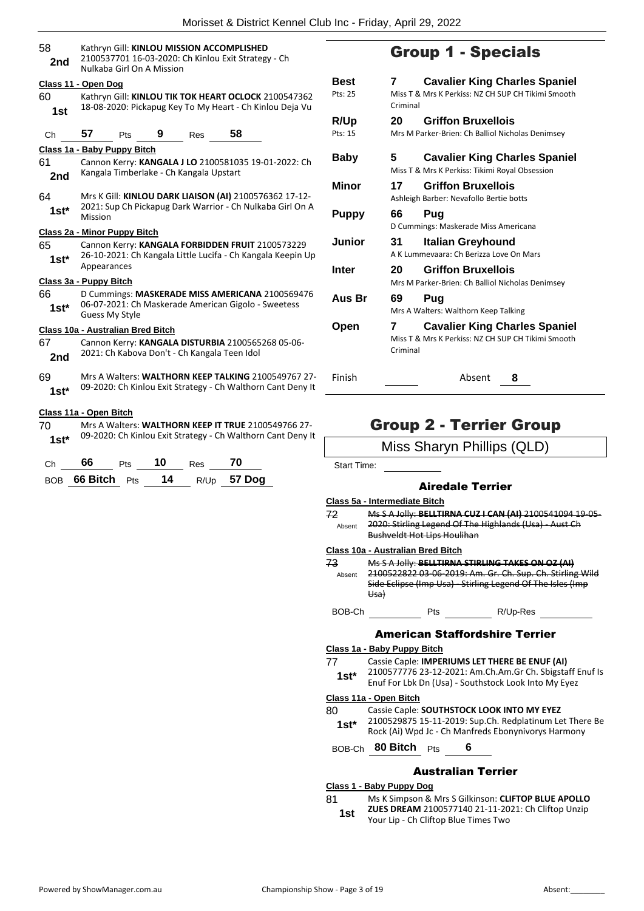58 **2nd** Kathryn Gill: **KINLOU MISSION ACCOMPLISHED** 2100537701 16-03-2020: Ch Kinlou Exit Strategy - Ch Nulkaba Girl On A Mission

**Class 11 - Open Dog**

60 **1st** Kathryn Gill: **KINLOU TIK TOK HEART OCLOCK** 2100547362 18-08-2020: Pickapug Key To My Heart - Ch Kinlou Deja Vu

| Ch | 57 | Pts | 9 | Res | 58 |
|---|---|---|---|---|---|

**Class 1a - Baby Puppy Bitch**

61 **2nd** Cannon Kerry: **KANGALA J LO** 2100581035 19-01-2022: Ch Kangala Timberlake - Ch Kangala Upstart

64 **1st*** Mrs K Gill: **KINLOU DARK LIAISON (AI)** 2100576362 17-12-2021: Sup Ch Pickapug Dark Warrior - Ch Nulkaba Girl On A Mission

**Class 2a - Minor Puppy Bitch**

65 **1st*** Cannon Kerry: **KANGALA FORBIDDEN FRUIT** 2100573229 26-10-2021: Ch Kangala Little Lucifa - Ch Kangala Keepin Up Appearances

**Class 3a - Puppy Bitch**

66 **1st*** D Cummings: **MASKERADE MISS AMERICANA** 2100569476 06-07-2021: Ch Maskerade American Gigolo - Sweetess Guess My Style

**Class 10a - Australian Bred Bitch**

67 **2nd** Cannon Kerry: **KANGALA DISTURBIA** 2100565268 05-06-2021: Ch Kabova Don't - Ch Kangala Teen Idol

69 **1st*** Mrs A Walters: **WALTHORN KEEP TALKING** 2100549767 27-09-2020: Ch Kinlou Exit Strategy - Ch Walthorn Cant Deny It

**Class 11a - Open Bitch**

70 **1st*** Mrs A Walters: **WALTHORN KEEP IT TRUE** 2100549766 27-09-2020: Ch Kinlou Exit Strategy - Ch Walthorn Cant Deny It

| Ch | 66 | Pts | 10 | Res | 70 |
|---|---|---|---|---|---|
| BOB | 66 Bitch | Pts | 14 | R/Up | 57 Dog |

## Group 1 - Specials

| | | |
|---|---|---|
| **Best** Pts: 25 | **7** | **Cavalier King Charles Spaniel** Miss T & Mrs K Perkiss: NZ CH SUP CH Tikimi Smooth Criminal |
| **R/Up** Pts: 15 | **20** | **Griffon Bruxellois** Mrs M Parker-Brien: Ch Balliol Nicholas Denimsey |
| **Baby** | **5** | **Cavalier King Charles Spaniel** Miss T & Mrs K Perkiss: Tikimi Royal Obsession |
| **Minor** | **17** | **Griffon Bruxellois** Ashleigh Barber: Nevafollo Bertie botts |
| **Puppy** | **66** | **Pug** D Cummings: Maskerade Miss Americana |
| **Junior** | **31** | **Italian Greyhound** A K Lummevaara: Ch Berizza Love On Mars |
| **Inter** | **20** | **Griffon Bruxellois** Mrs M Parker-Brien: Ch Balliol Nicholas Denimsey |
| **Aus Br** | **69** | **Pug** Mrs A Walters: Walthorn Keep Talking |
| **Open** | **7** | **Cavalier King Charles Spaniel** Miss T & Mrs K Perkiss: NZ CH SUP CH Tikimi Smooth Criminal |
| Finish | | Absent **8** |

## Group 2 - Terrier Group

Miss Sharyn Phillips (QLD)

Start Time:

### Airedale Terrier

**Class 5a - Intermediate Bitch**

~~72~~ Absent ~~Ms S A Jolly: **BELLTIRNA CUZ I CAN (AI)** 2100541094 19-05-2020: Stirling Legend Of The Highlands (Usa) - Aust Ch Bushveldt Hot Lips Houlihan~~

**Class 10a - Australian Bred Bitch**

~~73~~ Absent ~~Ms S A Jolly: **BELLTIRNA STIRLING TAKES ON OZ (AI)** 2100522822 03-06-2019: Am. Gr. Ch. Sup. Ch. Stirling Wild Side Eclipse (Imp Usa) - Stirling Legend Of The Isles (Imp Usa)~~

BOB-Ch ______ Pts ______ R/Up-Res ______

### American Staffordshire Terrier

**Class 1a - Baby Puppy Bitch**

77 **1st*** Cassie Caple: **IMPERIUMS LET THERE BE ENUF (AI)** 2100577776 23-12-2021: Am.Ch.Am.Gr Ch. Sbigstaff Enuf Is Enuf For Lbk Dn (Usa) - Southstock Look Into My Eyez

**Class 11a - Open Bitch**

80 **1st*** Cassie Caple: **SOUTHSTOCK LOOK INTO MY EYEZ** 2100529875 15-11-2019: Sup.Ch. Redplatinum Let There Be Rock (Ai) Wpd Jc - Ch Manfreds Ebonynivorys Harmony

BOB-Ch **80 Bitch** Pts **6**

### Australian Terrier

**Class 1 - Baby Puppy Dog**

81 **1st** Ms K Simpson & Mrs S Gilkinson: **CLIFTOP BLUE APOLLO ZUES DREAM** 2100577140 21-11-2021: Ch Cliftop Unzip Your Lip - Ch Cliftop Blue Times Two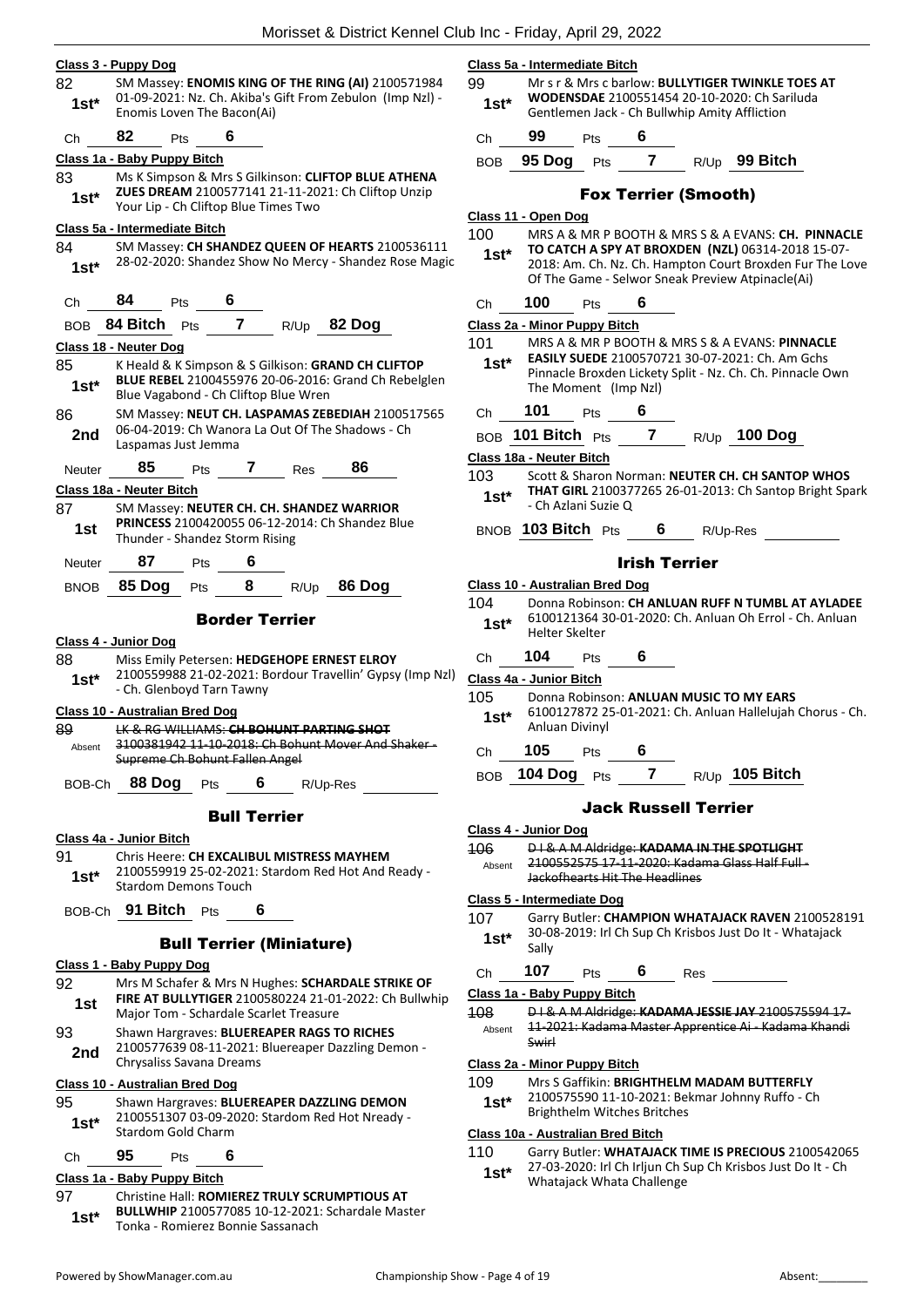**Class 3 - Puppy Dog**

82 — 1st* — SM Massey: **ENOMIS KING OF THE RING (AI)** 2100571984 01-09-2021: Nz. Ch. Akiba's Gift From Zebulon (Imp Nzl) - Enomis Loven The Bacon(Ai)

Ch 82 Pts 6

**Class 1a - Baby Puppy Bitch**

83 — 1st* — Ms K Simpson & Mrs S Gilkinson: **CLIFTOP BLUE ATHENA ZUES DREAM** 2100577141 21-11-2021: Ch Cliftop Unzip Your Lip - Ch Cliftop Blue Times Two

**Class 5a - Intermediate Bitch**

84 — 1st* — SM Massey: **CH SHANDEZ QUEEN OF HEARTS** 2100536111 28-02-2020: Shandez Show No Mercy - Shandez Rose Magic

Ch 84 Pts 6

BOB 84 Bitch Pts 7 R/Up 82 Dog

**Class 18 - Neuter Dog**

85 — 1st* — K Heald & K Simpson & S Gilkison: **GRAND CH CLIFTOP BLUE REBEL** 2100455976 20-06-2016: Grand Ch Rebelglen Blue Vagabond - Ch Cliftop Blue Wren

86 — 2nd — SM Massey: **NEUT CH. LASPAMAS ZEBEDIAH** 2100517565 06-04-2019: Ch Wanora La Out Of The Shadows - Ch Laspamas Just Jemma

Neuter 85 Pts 7 Res 86

**Class 18a - Neuter Bitch**

87 — 1st — SM Massey: **NEUTER CH. CH. SHANDEZ WARRIOR PRINCESS** 2100420055 06-12-2014: Ch Shandez Blue Thunder - Shandez Storm Rising

Neuter 87 Pts 6

BNOB 85 Dog Pts 8 R/Up 86 Dog

## Border Terrier

**Class 4 - Junior Dog**

88 — 1st* — Miss Emily Petersen: **HEDGEHOPE ERNEST ELROY** 2100559988 21-02-2021: Bordour Travellin' Gypsy (Imp Nzl) - Ch. Glenboyd Tarn Tawny

**Class 10 - Australian Bred Dog**

89 — Absent — ~~LK & RG WILLIAMS: **CH BOHUNT PARTING SHOT** 3100381942 11-10-2018: Ch Bohunt Mover And Shaker - Supreme Ch Bohunt Fallen Angel~~

BOB-Ch 88 Dog Pts 6 R/Up-Res

## Bull Terrier

**Class 4a - Junior Bitch**

91 — 1st* — Chris Heere: **CH EXCALIBUL MISTRESS MAYHEM** 2100559919 25-02-2021: Stardom Red Hot And Ready - Stardom Demons Touch

BOB-Ch 91 Bitch Pts 6

## Bull Terrier (Miniature)

**Class 1 - Baby Puppy Dog**

92 — 1st — Mrs M Schafer & Mrs N Hughes: **SCHARDALE STRIKE OF FIRE AT BULLYTIGER** 2100580224 21-01-2022: Ch Bullwhip Major Tom - Schardale Scarlet Treasure

93 — 2nd — Shawn Hargraves: **BLUEREAPER RAGS TO RICHES** 2100577639 08-11-2021: Bluereaper Dazzling Demon - Chrysaliss Savana Dreams

**Class 10 - Australian Bred Dog**

95 — 1st* — Shawn Hargraves: **BLUEREAPER DAZZLING DEMON** 2100551307 03-09-2020: Stardom Red Hot Nready - Stardom Gold Charm

Ch 95 Pts 6

**Class 1a - Baby Puppy Bitch**

97 — 1st* — Christine Hall: **ROMIEREZ TRULY SCRUMPTIOUS AT BULLWHIP** 2100577085 10-12-2021: Schardale Master Tonka - Romierez Bonnie Sassanach

**Class 5a - Intermediate Bitch**

99 — 1st* — Mr s r & Mrs c barlow: **BULLYTIGER TWINKLE TOES AT WODENSDAE** 2100551454 20-10-2020: Ch Sariluda Gentlemen Jack - Ch Bullwhip Amity Affliction

Ch 99 Pts 6

BOB 95 Dog Pts 7 R/Up 99 Bitch

## Fox Terrier (Smooth)

**Class 11 - Open Dog**

100 — 1st* — MRS A & MR P BOOTH & MRS S & A EVANS: **CH. PINNACLE TO CATCH A SPY AT BROXDEN (NZL)** 06314-2018 15-07-2018: Am. Ch. Nz. Ch. Hampton Court Broxden Fur The Love Of The Game - Selwor Sneak Preview Atpinacle(Ai)

Ch 100 Pts 6

**Class 2a - Minor Puppy Bitch**

101 — 1st* — MRS A & MR P BOOTH & MRS S & A EVANS: **PINNACLE EASILY SUEDE** 2100570721 30-07-2021: Ch. Am Gchs Pinnacle Broxden Lickety Split - Nz. Ch. Ch. Pinnacle Own The Moment (Imp Nzl)

Ch 101 Pts 6

BOB 101 Bitch Pts 7 R/Up 100 Dog

**Class 18a - Neuter Bitch**

103 — 1st* — Scott & Sharon Norman: **NEUTER CH. CH SANTOP WHOS THAT GIRL** 2100377265 26-01-2013: Ch Santop Bright Spark - Ch Azlani Suzie Q

BNOB 103 Bitch Pts 6 R/Up-Res

## Irish Terrier

**Class 10 - Australian Bred Dog**

104 — 1st* — Donna Robinson: **CH ANLUAN RUFF N TUMBL AT AYLADEE** 6100121364 30-01-2020: Ch. Anluan Oh Errol - Ch. Anluan Helter Skelter

Ch 104 Pts 6

**Class 4a - Junior Bitch**

105 — 1st* — Donna Robinson: **ANLUAN MUSIC TO MY EARS** 6100127872 25-01-2021: Ch. Anluan Hallelujah Chorus - Ch. Anluan Divinyl

Ch 105 Pts 6

BOB 104 Dog Pts 7 R/Up 105 Bitch

## Jack Russell Terrier

**Class 4 - Junior Dog**

106 — Absent — ~~D I & A M Aldridge: **KADAMA IN THE SPOTLIGHT** 2100552575 17-11-2020: Kadama Glass Half Full - Jackofhearts Hit The Headlines~~

**Class 5 - Intermediate Dog**

107 — 1st* — Garry Butler: **CHAMPION WHATAJACK RAVEN** 2100528191 30-08-2019: Irl Ch Sup Ch Krisbos Just Do It - Whatajack Sally

Ch 107 Pts 6 Res

**Class 1a - Baby Puppy Bitch**

108 — Absent — ~~D I & A M Aldridge: **KADAMA JESSIE JAY** 2100575594 17-11-2021: Kadama Master Apprentice Ai - Kadama Khandi Swirl~~

**Class 2a - Minor Puppy Bitch**

109 — 1st* — Mrs S Gaffikin: **BRIGHTHELM MADAM BUTTERFLY** 2100575590 11-10-2021: Bekmar Johnny Ruffo - Ch Brighthelm Witches Britches

**Class 10a - Australian Bred Bitch**

110 — 1st* — Garry Butler: **WHATAJACK TIME IS PRECIOUS** 2100542065 27-03-2020: Irl Ch Irljun Ch Sup Ch Krisbos Just Do It - Ch Whatajack Whata Challenge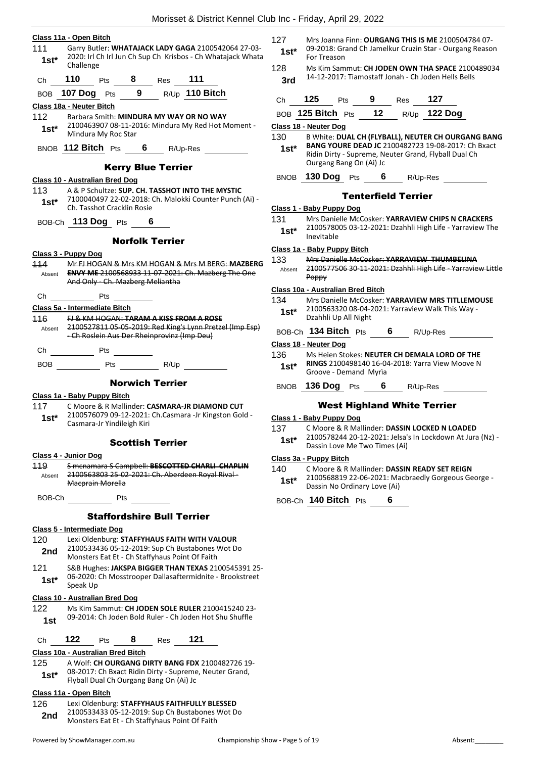#### Class 11a - Open Bitch

111 **1st*** Garry Butler: **WHATAJACK LADY GAGA** 2100542064 27-03-2020: Irl Ch Irl Jun Ch Sup Ch Krisbos - Ch Whatajack Whata Challenge

Ch **110** Pts **8** Res **111**

BOB **107 Dog** Pts **9** R/Up **110 Bitch**

#### Class 18a - Neuter Bitch

112 **1st*** Barbara Smith: **MINDURA MY WAY OR NO WAY** 2100463907 08-11-2016: Mindura My Red Hot Moment - Mindura My Roc Star

BNOB **112 Bitch** Pts **6** R/Up-Res

### Kerry Blue Terrier

#### Class 10 - Australian Bred Dog

113 **1st*** A & P Schultze: **SUP. CH. TASSHOT INTO THE MYSTIC** 7100040497 22-02-2018: Ch. Malokki Counter Punch (Ai) - Ch. Tasshot Cracklin Rosie

BOB-Ch **113 Dog** Pts **6**

### Norfolk Terrier

#### Class 3 - Puppy Dog

114 Absent ~~Mr FJ HOGAN & Mrs KM HOGAN & Mrs M BERG: **MAZBERG ENVY ME** 2100568933 11-07-2021: Ch. Mazberg The One And Only - Ch. Mazberg Meliantha~~

Ch Pts

#### Class 5a - Intermediate Bitch

116 Absent ~~FJ & KM HOGAN: **TARAM A KISS FROM A ROSE** 2100527811 05-05-2019: Red King's Lynn Pretzel (Imp Esp) - Ch Roslein Aus Der Rheinprovinz (Imp Deu)~~

Ch Pts

BOB Pts R/Up

### Norwich Terrier

#### Class 1a - Baby Puppy Bitch

117 **1st*** C Moore & R Mallinder: **CASMARA-JR DIAMOND CUT** 2100576079 09-12-2021: Ch.Casmara -Jr Kingston Gold - Casmara-Jr Yindileigh Kiri

### Scottish Terrier

#### Class 4 - Junior Dog

119 Absent ~~S mcnamara S Campbell: **BESCOTTED CHARLI CHAPLIN** 2100563803 25-02-2021: Ch. Aberdeen Royal Rival - Macprain Morella~~

BOB-Ch Pts

### Staffordshire Bull Terrier

#### Class 5 - Intermediate Dog

120 **2nd** Lexi Oldenburg: **STAFFYHAUS FAITH WITH VALOUR** 2100533436 05-12-2019: Sup Ch Bustabones Wot Do Monsters Eat Et - Ch Staffyhaus Point Of Faith

121 **1st*** S&B Hughes: **JAKSPA BIGGER THAN TEXAS** 2100545391 25-06-2020: Ch Mosstrooper Dallasaftermidnite - Brookstreet Speak Up

#### Class 10 - Australian Bred Dog

122 **1st** Ms Kim Sammut: **CH JODEN SOLE RULER** 2100415240 23-09-2014: Ch Joden Bold Ruler - Ch Joden Hot Shu Shuffle

Ch **122** Pts **8** Res **121**

#### Class 10a - Australian Bred Bitch

125 **1st*** A Wolf: **CH OURGANG DIRTY BANG FDX** 2100482726 19-08-2017: Ch Bxact Ridin Dirty - Supreme, Neuter Grand, Flyball Dual Ch Ourgang Bang On (Ai) Jc

#### Class 11a - Open Bitch

126 **2nd** Lexi Oldenburg: **STAFFYHAUS FAITHFULLY BLESSED** 2100533433 05-12-2019: Sup Ch Bustabones Wot Do Monsters Eat Et - Ch Staffyhaus Point Of Faith

127 **1st*** Mrs Joanna Finn: **OURGANG THIS IS ME** 2100504784 07-09-2018: Grand Ch Jamelkur Cruzin Star - Ourgang Reason For Treason

128 **3rd** Ms Kim Sammut: **CH JODEN OWN THA SPACE** 2100489034 14-12-2017: Tiamostaff Jonah - Ch Joden Hells Bells

Ch **125** Pts **9** Res **127**

BOB **125 Bitch** Pts **12** R/Up **122 Dog**

#### Class 18 - Neuter Dog

130 **1st*** B White: **DUAL CH (FLYBALL), NEUTER CH OURGANG BANG BANG YOURE DEAD JC** 2100482723 19-08-2017: Ch Bxact Ridin Dirty - Supreme, Neuter Grand, Flyball Dual Ch Ourgang Bang On (Ai) Jc

BNOB **130 Dog** Pts **6** R/Up-Res

### Tenterfield Terrier

#### Class 1 - Baby Puppy Dog

131 **1st*** Mrs Danielle McCosker: **YARRAVIEW CHIPS N CRACKERS** 2100578005 03-12-2021: Dzahhli High Life - Yarraview The Inevitable

#### Class 1a - Baby Puppy Bitch

133 Absent ~~Mrs Danielle McCosker: **YARRAVIEW THUMBELINA** 2100577506 30-11-2021: Dzahhli High Life - Yarraview Little Poppy~~

#### Class 10a - Australian Bred Bitch

134 **1st*** Mrs Danielle McCosker: **YARRAVIEW MRS TITLLEMOUSE** 2100563320 08-04-2021: Yarraview Walk This Way - Dzahhli Up All Night

BOB-Ch **134 Bitch** Pts **6** R/Up-Res

#### Class 18 - Neuter Dog

136 **1st*** Ms Heien Stokes: **NEUTER CH DEMALA LORD OF THE RINGS** 2100498140 16-04-2018: Yarra View Moove N Groove - Demand Myria

BNOB **136 Dog** Pts **6** R/Up-Res

### West Highland White Terrier

#### Class 1 - Baby Puppy Dog

137 **1st*** C Moore & R Mallinder: **DASSIN LOCKED N LOADED** 2100578244 20-12-2021: Jelsa's In Lockdown At Jura (Nz) - Dassin Love Me Two Times (Ai)

#### Class 3a - Puppy Bitch

140 **1st*** C Moore & R Mallinder: **DASSIN READY SET REIGN** 2100568819 22-06-2021: Macbraedly Gorgeous George - Dassin No Ordinary Love (Ai)

BOB-Ch **140 Bitch** Pts **6**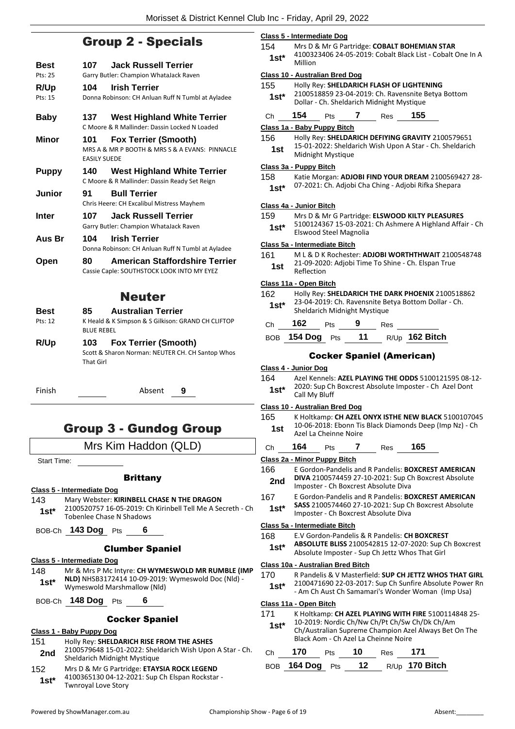## Group 2 - Specials

**Best** — **107 Jack Russell Terrier**
Pts: 25 — Garry Butler: Champion WhataJack Raven

**R/Up** — **104 Irish Terrier**
Pts: 15 — Donna Robinson: CH Anluan Ruff N Tumbl at Ayladee

**Baby** — **137 West Highland White Terrier**
C Moore & R Mallinder: Dassin Locked N Loaded

**Minor** — **101 Fox Terrier (Smooth)**
MRS A & MR P BOOTH & MRS S & A EVANS: PINNACLE EASILY SUEDE

**Puppy** — **140 West Highland White Terrier**
C Moore & R Mallinder: Dassin Ready Set Reign

**Junior** — **91 Bull Terrier**
Chris Heere: CH Excalibul Mistress Mayhem

**Inter** — **107 Jack Russell Terrier**
Garry Butler: Champion WhataJack Raven

**Aus Br** — **104 Irish Terrier**
Donna Robinson: CH Anluan Ruff N Tumbl at Ayladee

**Open** — **80 American Staffordshire Terrier**
Cassie Caple: SOUTHSTOCK LOOK INTO MY EYEZ

## Neuter

**Best** — **85 Australian Terrier**
Pts: 12 — K Heald & K Simpson & S Gilkison: GRAND CH CLIFTOP BLUE REBEL

**R/Up** — **103 Fox Terrier (Smooth)**
Scott & Sharon Norman: NEUTER CH. CH Santop Whos That Girl

Finish ______ Absent 9

## Group 3 - Gundog Group

Mrs Kim Haddon (QLD)

Start Time: ______

### Brittany

**Class 5 - Intermediate Dog**

143 — 1st* — Mary Webster: **KIRINBELL CHASE N THE DRAGON** 2100520757 16-05-2019: Ch Kirinbell Tell Me A Secreth - Ch Tobenlee Chase N Shadows

BOB-Ch **143 Dog** Pts 6

### Clumber Spaniel

**Class 5 - Intermediate Dog**

148 — 1st* — Mr & Mrs P Mc Intyre: **CH WYMESWOLD MR RUMBLE (IMP NLD)** NHSB3172414 10-09-2019: Wymeswold Doc (Nld) - Wymeswold Marshmallow (Nld)

BOB-Ch **148 Dog** Pts 6

### Cocker Spaniel

**Class 1 - Baby Puppy Dog**

151 — 2nd — Holly Rey: **SHELDARICH RISE FROM THE ASHES** 2100579648 15-01-2022: Sheldarich Wish Upon A Star - Ch. Sheldarich Midnight Mystique

152 — 1st* — Mrs D & Mr G Partridge: **ETAYSIA ROCK LEGEND** 4100365130 04-12-2021: Sup Ch Elspan Rockstar - Twnroyal Love Story

**Class 5 - Intermediate Dog**

154 — 1st* — Mrs D & Mr G Partridge: **COBALT BOHEMIAN STAR** 4100323406 24-05-2019: Cobalt Black List - Cobalt One In A Million

**Class 10 - Australian Bred Dog**

155 — 1st* — Holly Rey: **SHELDARICH FLASH OF LIGHTENING** 2100518859 23-04-2019: Ch. Ravensnite Betya Bottom Dollar - Ch. Sheldarich Midnight Mystique

Ch **154** Pts **7** Res **155**

**Class 1a - Baby Puppy Bitch**

156 — 1st — Holly Rey: **SHELDARICH DEFIYING GRAVITY** 2100579651 15-01-2022: Sheldarich Wish Upon A Star - Ch. Sheldarich Midnight Mystique

**Class 3a - Puppy Bitch**

158 — 1st* — Katie Morgan: **ADJOBI FIND YOUR DREAM** 2100569427 28-07-2021: Ch. Adjobi Cha Ching - Adjobi Rifka Shepara

**Class 4a - Junior Bitch**

159 — 1st* — Mrs D & Mr G Partridge: **ELSWOOD KILTY PLEASURES** 5100124367 15-03-2021: Ch Ashmere A Highland Affair - Ch Elswood Steel Magnolia

**Class 5a - Intermediate Bitch**

161 — 1st — M L & D K Rochester: **ADJOBI WORTHTHWAIT** 2100548748 21-09-2020: Adjobi Time To Shine - Ch. Elspan True Reflection

**Class 11a - Open Bitch**

162 — 1st* — Holly Rey: **SHELDARICH THE DARK PHOENIX** 2100518862 23-04-2019: Ch. Ravensnite Betya Bottom Dollar - Ch. Sheldarich Midnight Mystique

Ch **162** Pts **9** Res ______

BOB **154 Dog** Pts **11** R/Up **162 Bitch**

### Cocker Spaniel (American)

**Class 4 - Junior Dog**

164 — 1st* — Azel Kennels: **AZEL PLAYING THE ODDS** 5100121595 08-12-2020: Sup Ch Boxcrest Absolute Imposter - Ch Azel Dont Call My Bluff

**Class 10 - Australian Bred Dog**

165 — 1st — K Holtkamp: **CH AZEL ONYX ISTHE NEW BLACK** 5100107045 10-06-2018: Ebonn Tis Black Diamonds Deep (Imp Nz) - Ch Azel La Cheinne Noire

Ch **164** Pts **7** Res **165**

**Class 2a - Minor Puppy Bitch**

166 — 2nd — E Gordon-Pandelis and R Pandelis: **BOXCREST AMERICAN DIVA** 2100574459 27-10-2021: Sup Ch Boxcrest Absolute Imposter - Ch Boxcrest Absolute Diva

167 — 1st* — E Gordon-Pandelis and R Pandelis: **BOXCREST AMERICAN SASS** 2100574460 27-10-2021: Sup Ch Boxcrest Absolute Imposter - Ch Boxcrest Absolute Diva

**Class 5a - Intermediate Bitch**

168 — 1st* — E.V Gordon-Pandelis & R Pandelis: **CH BOXCREST ABSOLUTE BLISS** 2100542815 12-07-2020: Sup Ch Boxcrest Absolute Imposter - Sup Ch Jettz Whos That Girl

**Class 10a - Australian Bred Bitch**

170 — 1st* — R Pandelis & V Masterfield: **SUP CH JETTZ WHOS THAT GIRL** 2100471690 22-03-2017: Sup Ch Sunfire Absolute Power Rn - Am Ch Aust Ch Samamari's Wonder Woman (Imp Usa)

**Class 11a - Open Bitch**

171 — 1st* — K Holtkamp: **CH AZEL PLAYING WITH FIRE** 5100114848 25-10-2019: Nordic Ch/Nw Ch/Pt Ch/Sw Ch/Dk Ch/Am Ch/Australian Supreme Champion Azel Always Bet On The Black Aom - Ch Azel La Cheinne Noire

Ch **170** Pts **10** Res **171**

BOB **164 Dog** Pts **12** R/Up **170 Bitch**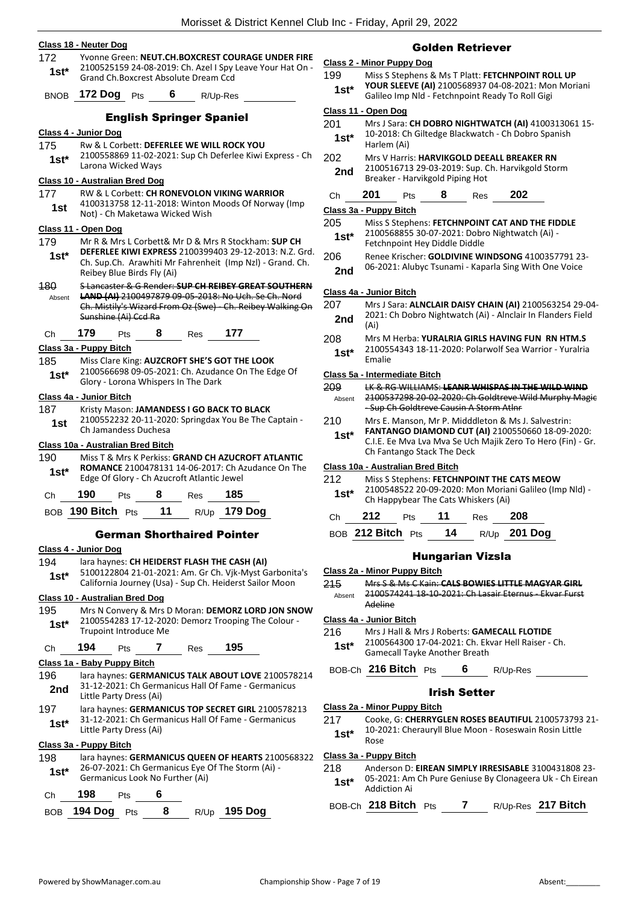### Class 18 - Neuter Dog

172 — **1st*** — Yvonne Green: **NEUT.CH.BOXCREST COURAGE UNDER FIRE** 2100525159 24-08-2019: Ch. Azel I Spy Leave Your Hat On - Grand Ch.Boxcrest Absolute Dream Ccd

BNOB **172 Dog** Pts **6** R/Up-Res

## English Springer Spaniel

### Class 4 - Junior Dog

175 — **1st*** — Rw & L Corbett: **DEFERLEE WE WILL ROCK YOU** 2100558869 11-02-2021: Sup Ch Deferlee Kiwi Express - Ch Larona Wicked Ways

### Class 10 - Australian Bred Dog

177 — **1st** — RW & L Corbett: **CH RONEVOLON VIKING WARRIOR** 4100313758 12-11-2018: Winton Moods Of Norway (Imp Not) - Ch Maketawa Wicked Wish

### Class 11 - Open Dog

179 — **1st*** — Mr R & Mrs L Corbett& Mr D & Mrs R Stockham: **SUP CH DEFERLEE KIWI EXPRESS** 2100399403 29-12-2013: N.Z. Grd. Ch. Sup.Ch. Arawhiti Mr Fahrenheit (Imp Nzl) - Grand. Ch. Reibey Blue Birds Fly (Ai)

180 — Absent — ~~S Lancaster & G Render: **SUP CH REIBEY GREAT SOUTHERN LAND (AI)** 2100497879 09-05-2018: No Uch. Se Ch. Nord Ch. Mistily's Wizard From Oz (Swe) - Ch. Reibey Walking On Sunshine (Ai) Ccd Ra~~

Ch **179** Pts **8** Res **177**

### Class 3a - Puppy Bitch

185 — **1st*** — Miss Clare King: **AUZCROFT SHE'S GOT THE LOOK** 2100566698 09-05-2021: Ch. Azudance On The Edge Of Glory - Lorona Whispers In The Dark

### Class 4a - Junior Bitch

187 — **1st** — Kristy Mason: **JAMANDESS I GO BACK TO BLACK** 2100552232 20-11-2020: Springdax You Be The Captain - Ch Jamandess Duchesa

### Class 10a - Australian Bred Bitch

190 — **1st*** — Miss T & Mrs K Perkiss: **GRAND CH AZUCROFT ATLANTIC ROMANCE** 2100478131 14-06-2017: Ch Azudance On The Edge Of Glory - Ch Azucroft Atlantic Jewel

Ch **190** Pts **8** Res **185**

BOB **190 Bitch** Pts **11** R/Up **179 Dog**

## German Shorthaired Pointer

### Class 4 - Junior Dog

194 — **1st*** — lara haynes: **CH HEIDERST FLASH THE CASH (AI)** 5100122804 21-01-2021: Am. Gr Ch. Vjk-Myst Garbonita's California Journey (Usa) - Sup Ch. Heiderst Sailor Moon

### Class 10 - Australian Bred Dog

195 — **1st*** — Mrs N Convery & Mrs D Moran: **DEMORZ LORD JON SNOW** 2100554283 17-12-2020: Demorz Trooping The Colour - Trupoint Introduce Me

Ch **194** Pts **7** Res **195**

### Class 1a - Baby Puppy Bitch

196 — **2nd** — lara haynes: **GERMANICUS TALK ABOUT LOVE** 2100578214 31-12-2021: Ch Germanicus Hall Of Fame - Germanicus Little Party Dress (Ai)

197 — **1st*** — lara haynes: **GERMANICUS TOP SECRET GIRL** 2100578213 31-12-2021: Ch Germanicus Hall Of Fame - Germanicus Little Party Dress (Ai)

### Class 3a - Puppy Bitch

198 — **1st*** — lara haynes: **GERMANICUS QUEEN OF HEARTS** 2100568322 26-07-2021: Ch Germanicus Eye Of The Storm (Ai) - Germanicus Look No Further (Ai)

Ch **198** Pts **6**

BOB **194 Dog** Pts **8** R/Up **195 Dog**

## Golden Retriever

### Class 2 - Minor Puppy Dog

199 — **1st*** — Miss S Stephens & Ms T Platt: **FETCHNPOINT ROLL UP YOUR SLEEVE (AI)** 2100568937 04-08-2021: Mon Moriani Galileo Imp Nld - Fetchnpoint Ready To Roll Gigi

### Class 11 - Open Dog

201 — **1st*** — Mrs J Sara: **CH DOBRO NIGHTWATCH (AI)** 4100313061 15-10-2018: Ch Giltedge Blackwatch - Ch Dobro Spanish Harlem (Ai)

202 — **2nd** — Mrs V Harris: **HARVIKGOLD DEEALL BREAKER RN** 2100516713 29-03-2019: Sup. Ch. Harvikgold Storm Breaker - Harvikgold Piping Hot

Ch **201** Pts **8** Res **202**

### Class 3a - Puppy Bitch

205 — **1st*** — Miss S Stephens: **FETCHNPOINT CAT AND THE FIDDLE** 2100568855 30-07-2021: Dobro Nightwatch (Ai) - Fetchnpoint Hey Diddle Diddle

206 — **2nd** — Renee Krischer: **GOLDIVINE WINDSONG** 4100357791 23-06-2021: Alubyc Tsunami - Kaparla Sing With One Voice

### Class 4a - Junior Bitch

207 — **2nd** — Mrs J Sara: **ALNCLAIR DAISY CHAIN (AI)** 2100563254 29-04-2021: Ch Dobro Nightwatch (Ai) - Alnclair In Flanders Field (Ai)

208 — **1st*** — Mrs M Herba: **YURALRIA GIRLS HAVING FUN RN HTM.S** 2100554343 18-11-2020: Polarwolf Sea Warrior - Yuralria Emalie

### Class 5a - Intermediate Bitch

209 — Absent — ~~LK & RG WILLIAMS: **LEANR WHISPAS IN THE WILD WIND** 2100537298 20-02-2020: Ch Goldtreve Wild Murphy Magic - Sup Ch Goldtreve Causin A Storm Atlnr~~

210 — **1st*** — Mrs E. Manson, Mr P. Midddleton & Ms J. Salvestrin: **FANTANGO DIAMOND CUT (AI)** 2100550660 18-09-2020: C.I.E. Ee Mva Lva Mva Se Uch Majik Zero To Hero (Fin) - Gr. Ch Fantango Stack The Deck

### Class 10a - Australian Bred Bitch

212 — **1st*** — Miss S Stephens: **FETCHNPOINT THE CATS MEOW** 2100548522 20-09-2020: Mon Moriani Galileo (Imp Nld) - Ch Happybear The Cats Whiskers (Ai)

Ch **212** Pts **11** Res **208**

BOB **212 Bitch** Pts **14** R/Up **201 Dog**

## Hungarian Vizsla

### Class 2a - Minor Puppy Bitch

215 — Absent — ~~Mrs S & Ms C Kain: **CALS BOWIES LITTLE MAGYAR GIRL** 2100574241 18-10-2021: Ch Lasair Eternus - Ekvar Furst Adeline~~

### Class 4a - Junior Bitch

216 — **1st*** — Mrs J Hall & Mrs J Roberts: **GAMECALL FLOTIDE** 2100564300 17-04-2021: Ch. Ekvar Hell Raiser - Ch. Gamecall Tayke Another Breath

BOB-Ch **216 Bitch** Pts **6** R/Up-Res

## Irish Setter

### Class 2a - Minor Puppy Bitch

217 — **1st*** — Cooke, G: **CHERRYGLEN ROSES BEAUTIFUL** 2100573793 21-10-2021: Cherauryll Blue Moon - Roseswain Rosin Little Rose

### Class 3a - Puppy Bitch

218 — **1st*** — Anderson D: **EIREAN SIMPLY IRRESISABLE** 3100431808 23-05-2021: Am Ch Pure Geniuse By Clonageera Uk - Ch Eirean Addiction Ai

BOB-Ch **218 Bitch** Pts **7** R/Up-Res **217 Bitch**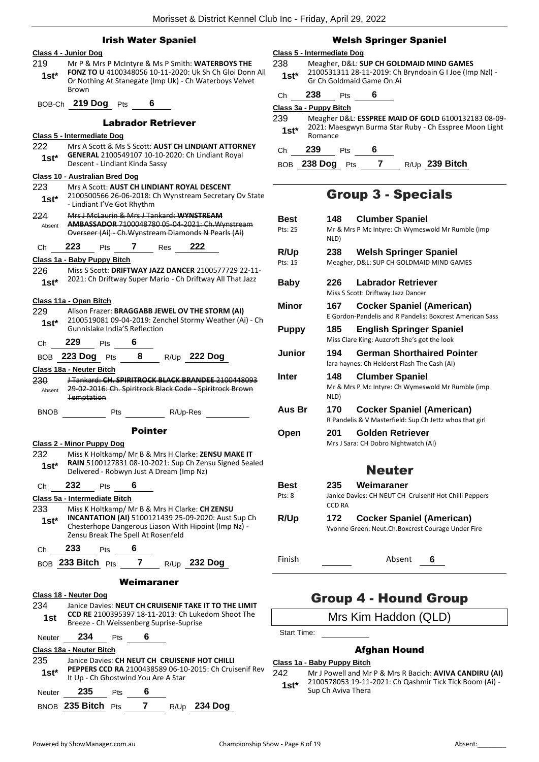## Irish Water Spaniel

**Class 4 - Junior Dog**

219 1st* Mr P & Mrs P McIntyre & Ms P Smith: **WATERBOYS THE FONZ TO U** 4100348056 10-11-2020: Uk Sh Ch Gloi Donn All Or Nothing At Stanegate (Imp Uk) - Ch Waterboys Velvet Brown

BOB-Ch **219 Dog** Pts **6**

## Labrador Retriever

**Class 5 - Intermediate Dog**

222 1st* Mrs A Scott & Ms S Scott: **AUST CH LINDIANT ATTORNEY GENERAL** 2100549107 10-10-2020: Ch Lindiant Royal Descent - Lindiant Kinda Sassy

**Class 10 - Australian Bred Dog**

223 1st* Mrs A Scott: **AUST CH LINDIANT ROYAL DESCENT** 2100500566 26-06-2018: Ch Wynstream Secretary Ov State - Lindiant I'Ve Got Rhythm

~~224 Absent Mrs J McLaurin & Mrs J Tankard: **WYNSTREAM AMBASSADOR** 7100048780 05-04-2021: Ch.Wynstream Overseer (Ai) - Ch.Wynstream Diamonds N Pearls (Ai)~~

Ch **223** Pts **7** Res **222**

**Class 1a - Baby Puppy Bitch**

226 1st* Miss S Scott: **DRIFTWAY JAZZ DANCER** 2100577729 22-11-2021: Ch Driftway Super Mario - Ch Driftway All That Jazz

**Class 11a - Open Bitch**

229 1st* Alison Frazer: **BRAGGABB JEWEL OV THE STORM (AI)** 2100519081 09-04-2019: Zenchel Stormy Weather (Ai) - Ch Gunnislake India'S Reflection

Ch **229** Pts **6**

BOB **223 Dog** Pts **8** R/Up **222 Dog**

**Class 18a - Neuter Bitch**

~~230 Absent J Tankard: **CH. SPIRITROCK BLACK BRANDEE** 2100448093 29-02-2016: Ch. Spiritrock Black Code - Spiritrock Brown Temptation~~

BNOB ______ Pts ______ R/Up-Res ______

## Pointer

**Class 2 - Minor Puppy Dog**

232 1st* Miss K Holtkamp/ Mr B & Mrs H Clarke: **ZENSU MAKE IT RAIN** 5100127831 08-10-2021: Sup Ch Zensu Signed Sealed Delivered - Robwyn Just A Dream (Imp Nz)

Ch **232** Pts **6**

**Class 5a - Intermediate Bitch**

233 1st* Miss K Holtkamp/ Mr B & Mrs H Clarke: **CH ZENSU INCANTATION (AI)** 5100121439 25-09-2020: Aust Sup Ch Chesterhope Dangerous Liason With Hipoint (Imp Nz) - Zensu Break The Spell At Rosenfeld

Ch **233** Pts **6**

BOB **233 Bitch** Pts **7** R/Up **232 Dog**

## Weimaraner

**Class 18 - Neuter Dog**

234 1st Janice Davies: **NEUT CH CRUISENIF TAKE IT TO THE LIMIT CCD RE** 2100395397 18-11-2013: Ch Lukedom Shoot The Breeze - Ch Weissenberg Suprise-Suprise

Neuter **234** Pts **6**

**Class 18a - Neuter Bitch**

235 1st* Janice Davies: **CH NEUT CH CRUISENIF HOT CHILLI PEPPERS CCD RA** 2100438589 06-10-2015: Ch Cruisenif Rev It Up - Ch Ghostwind You Are A Star

Neuter **235** Pts **6**

BNOB **235 Bitch** Pts **7** R/Up **234 Dog**

## Welsh Springer Spaniel

**Class 5 - Intermediate Dog**

238 1st* Meagher, D&L: **SUP CH GOLDMAID MIND GAMES** 2100531311 28-11-2019: Ch Bryndoain G I Joe (Imp Nzl) - Gr Ch Goldmaid Game On Ai

Ch **238** Pts **6**

**Class 3a - Puppy Bitch**

239 1st* Meagher D&L: **ESSPREE MAID OF GOLD** 6100132183 08-09-2021: Maesgwyn Burma Star Ruby - Ch Esspree Moon Light Romance

Ch **239** Pts **6**

BOB **238 Dog** Pts **7** R/Up **239 Bitch**

# Group 3 - Specials

| | | |
|---|---|---|
| **Best** Pts: 25 | **148** | **Clumber Spaniel** Mr & Mrs P Mc Intyre: Ch Wymeswold Mr Rumble (imp NLD) |
| **R/Up** Pts: 15 | **238** | **Welsh Springer Spaniel** Meagher, D&L: SUP CH GOLDMAID MIND GAMES |
| **Baby** | **226** | **Labrador Retriever** Miss S Scott: Driftway Jazz Dancer |
| **Minor** | **167** | **Cocker Spaniel (American)** E Gordon-Pandelis and R Pandelis: Boxcrest American Sass |
| **Puppy** | **185** | **English Springer Spaniel** Miss Clare King: Auzcroft She's got the look |
| **Junior** | **194** | **German Shorthaired Pointer** Iara haynes: Ch Heiderst Flash The Cash (AI) |
| **Inter** | **148** | **Clumber Spaniel** Mr & Mrs P Mc Intyre: Ch Wymeswold Mr Rumble (imp NLD) |
| **Aus Br** | **170** | **Cocker Spaniel (American)** R Pandelis & V Masterfield: Sup Ch Jettz whos that girl |
| **Open** | **201** | **Golden Retriever** Mrs J Sara: CH Dobro Nightwatch (AI) |

# Neuter

| | | |
|---|---|---|
| **Best** Pts: 8 | **235** | **Weimaraner** Janice Davies: CH NEUT CH Cruisenif Hot Chilli Peppers CCD RA |
| **R/Up** | **172** | **Cocker Spaniel (American)** Yvonne Green: Neut.Ch.Boxcrest Courage Under Fire |

Finish ______ Absent **6**

# Group 4 - Hound Group

Mrs Kim Haddon (QLD)

Start Time: ______

## Afghan Hound

**Class 1a - Baby Puppy Bitch**

242 1st* Mr J Powell and Mr P & Mrs R Bacich: **AVIVA CANDIRU (AI)** 2100578053 19-11-2021: Ch Qashmir Tick Tick Boom (Ai) - Sup Ch Aviva Thera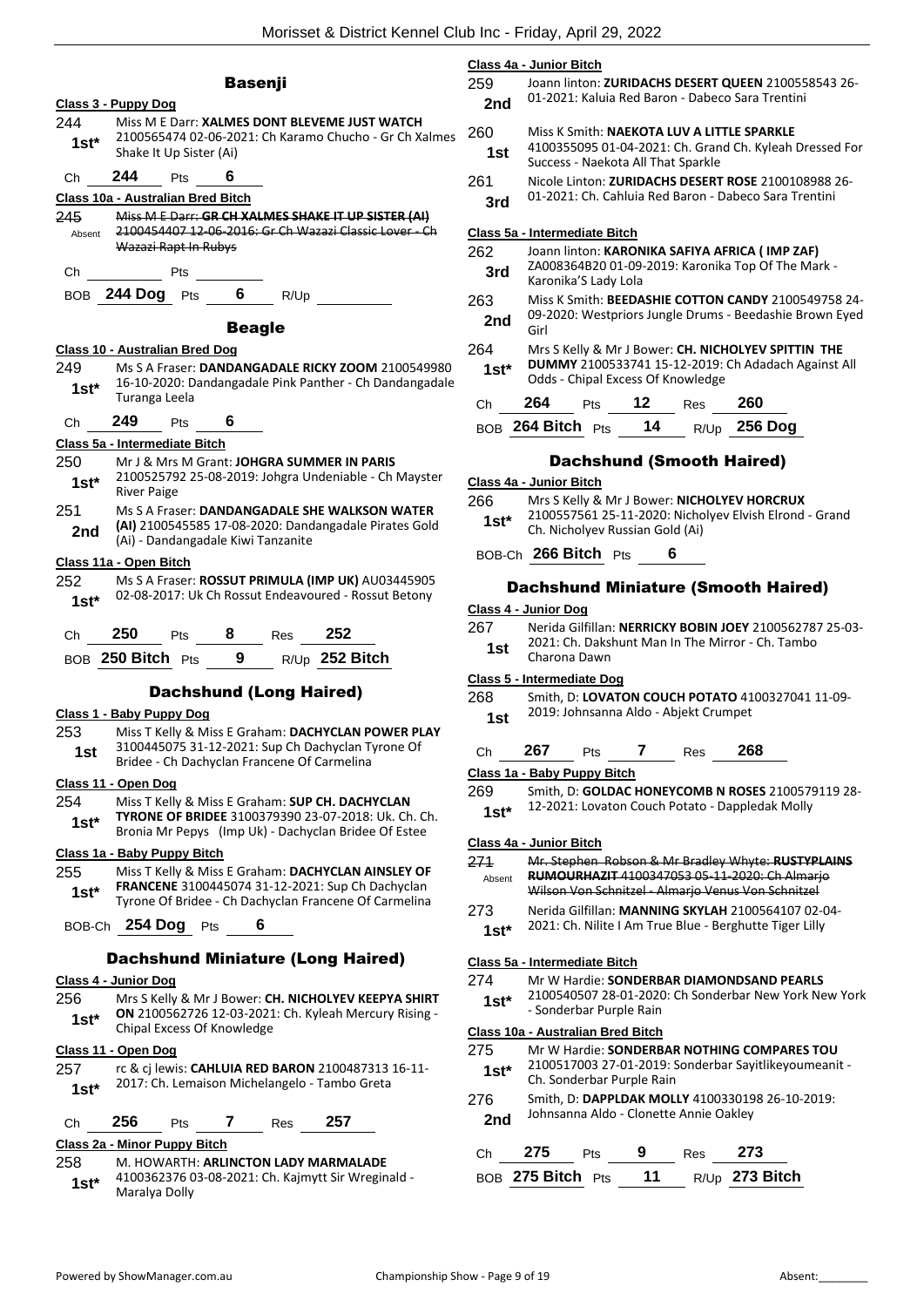## Basenji

**Class 3 - Puppy Dog**

244 **1st*** Miss M E Darr: **XALMES DONT BLEVEME JUST WATCH** 2100565474 02-06-2021: Ch Karamo Chucho - Gr Ch Xalmes Shake It Up Sister (Ai)

Ch 244 Pts 6

**Class 10a - Australian Bred Bitch**

245 Absent ~~Miss M E Darr: **GR CH XALMES SHAKE IT UP SISTER (AI)** 2100454407 12-06-2016: Gr Ch Wazazi Classic Lover - Ch Wazazi Rapt In Rubys~~

Ch Pts

BOB 244 Dog Pts 6 R/Up

## Beagle

**Class 10 - Australian Bred Dog**

249 **1st*** Ms S A Fraser: **DANDANGADALE RICKY ZOOM** 2100549980 16-10-2020: Dandangadale Pink Panther - Ch Dandangadale Turanga Leela

Ch 249 Pts 6

**Class 5a - Intermediate Bitch**

250 **1st*** Mr J & Mrs M Grant: **JOHGRA SUMMER IN PARIS** 2100525792 25-08-2019: Johgra Undeniable - Ch Mayster River Paige

251 **2nd** Ms S A Fraser: **DANDANGADALE SHE WALKSON WATER (AI)** 2100545585 17-08-2020: Dandangadale Pirates Gold (Ai) - Dandangadale Kiwi Tanzanite

**Class 11a - Open Bitch**

252 **1st*** Ms S A Fraser: **ROSSUT PRIMULA (IMP UK)** AU03445905 02-08-2017: Uk Ch Rossut Endeavoured - Rossut Betony

Ch 250 Pts 8 Res 252

BOB 250 Bitch Pts 9 R/Up 252 Bitch

## Dachshund (Long Haired)

**Class 1 - Baby Puppy Dog**

253 **1st** Miss T Kelly & Miss E Graham: **DACHYCLAN POWER PLAY** 3100445075 31-12-2021: Sup Ch Dachyclan Tyrone Of Bridee - Ch Dachyclan Francene Of Carmelina

**Class 11 - Open Dog**

254 **1st*** Miss T Kelly & Miss E Graham: **SUP CH. DACHYCLAN TYRONE OF BRIDEE** 3100379390 23-07-2018: Uk. Ch. Ch. Bronia Mr Pepys (Imp Uk) - Dachyclan Bridee Of Estee

**Class 1a - Baby Puppy Bitch**

255 **1st*** Miss T Kelly & Miss E Graham: **DACHYCLAN AINSLEY OF FRANCENE** 3100445074 31-12-2021: Sup Ch Dachyclan Tyrone Of Bridee - Ch Dachyclan Francene Of Carmelina

BOB-Ch 254 Dog Pts 6

## Dachshund Miniature (Long Haired)

**Class 4 - Junior Dog**

256 **1st*** Mrs S Kelly & Mr J Bower: **CH. NICHOLYEV KEEPYA SHIRT ON** 2100562726 12-03-2021: Ch. Kyleah Mercury Rising - Chipal Excess Of Knowledge

**Class 11 - Open Dog**

257 **1st*** rc & cj lewis: **CAHLUIA RED BARON** 2100487313 16-11-2017: Ch. Lemaison Michelangelo - Tambo Greta

Ch 256 Pts 7 Res 257

**Class 2a - Minor Puppy Bitch**

258 **1st*** M. HOWARTH: **ARLINCTON LADY MARMALADE** 4100362376 03-08-2021: Ch. Kajmytt Sir Wreginald - Maralya Dolly

**Class 4a - Junior Bitch**

259 **2nd** Joann linton: **ZURIDACHS DESERT QUEEN** 2100558543 26-01-2021: Kaluia Red Baron - Dabeco Sara Trentini

260 **1st** Miss K Smith: **NAEKOTA LUV A LITTLE SPARKLE** 4100355095 01-04-2021: Ch. Grand Ch. Kyleah Dressed For Success - Naekota All That Sparkle

261 **3rd** Nicole Linton: **ZURIDACHS DESERT ROSE** 2100108988 26-01-2021: Ch. Cahluia Red Baron - Dabeco Sara Trentini

**Class 5a - Intermediate Bitch**

262 **3rd** Joann linton: **KARONIKA SAFIYA AFRICA ( IMP ZAF)** ZA008364B20 01-09-2019: Karonika Top Of The Mark - Karonika'S Lady Lola

263 **2nd** Miss K Smith: **BEEDASHIE COTTON CANDY** 2100549758 24-09-2020: Westpriors Jungle Drums - Beedashie Brown Eyed Girl

264 **1st*** Mrs S Kelly & Mr J Bower: **CH. NICHOLYEV SPITTIN THE DUMMY** 2100533741 15-12-2019: Ch Adadach Against All Odds - Chipal Excess Of Knowledge

Ch 264 Pts 12 Res 260

BOB 264 Bitch Pts 14 R/Up 256 Dog

## Dachshund (Smooth Haired)

**Class 4a - Junior Bitch**

266 **1st*** Mrs S Kelly & Mr J Bower: **NICHOLYEV HORCRUX** 2100557561 25-11-2020: Nicholyev Elvish Elrond - Grand Ch. Nicholyev Russian Gold (Ai)

BOB-Ch 266 Bitch Pts 6

## Dachshund Miniature (Smooth Haired)

**Class 4 - Junior Dog**

267 **1st** Nerida Gilfillan: **NERRICKY BOBIN JOEY** 2100562787 25-03-2021: Ch. Dakshunt Man In The Mirror - Ch. Tambo Charona Dawn

**Class 5 - Intermediate Dog**

268 **1st** Smith, D: **LOVATON COUCH POTATO** 4100327041 11-09-2019: Johnsanna Aldo - Abjekt Crumpet

Ch 267 Pts 7 Res 268

**Class 1a - Baby Puppy Bitch**

269 **1st*** Smith, D: **GOLDAC HONEYCOMB N ROSES** 2100579119 28-12-2021: Lovaton Couch Potato - Dappledak Molly

**Class 4a - Junior Bitch**

271 Absent ~~Mr. Stephen Robson & Mr Bradley Whyte: **RUSTYPLAINS RUMOURHAZIT** 4100347053 05-11-2020: Ch Almarjo Wilson Von Schnitzel - Almarjo Venus Von Schnitzel~~

273 **1st*** Nerida Gilfillan: **MANNING SKYLAH** 2100564107 02-04-2021: Ch. Nilite I Am True Blue - Berghutte Tiger Lilly

**Class 5a - Intermediate Bitch**

274 **1st*** Mr W Hardie: **SONDERBAR DIAMONDSAND PEARLS** 2100540507 28-01-2020: Ch Sonderbar New York New York - Sonderbar Purple Rain

**Class 10a - Australian Bred Bitch**

275 **1st*** Mr W Hardie: **SONDERBAR NOTHING COMPARES TOU** 2100517003 27-01-2019: Sonderbar Sayitlikeyoumeanit - Ch. Sonderbar Purple Rain

276 **2nd** Smith, D: **DAPPLDAK MOLLY** 4100330198 26-10-2019: Johnsanna Aldo - Clonette Annie Oakley

Ch 275 Pts 9 Res 273

BOB 275 Bitch Pts 11 R/Up 273 Bitch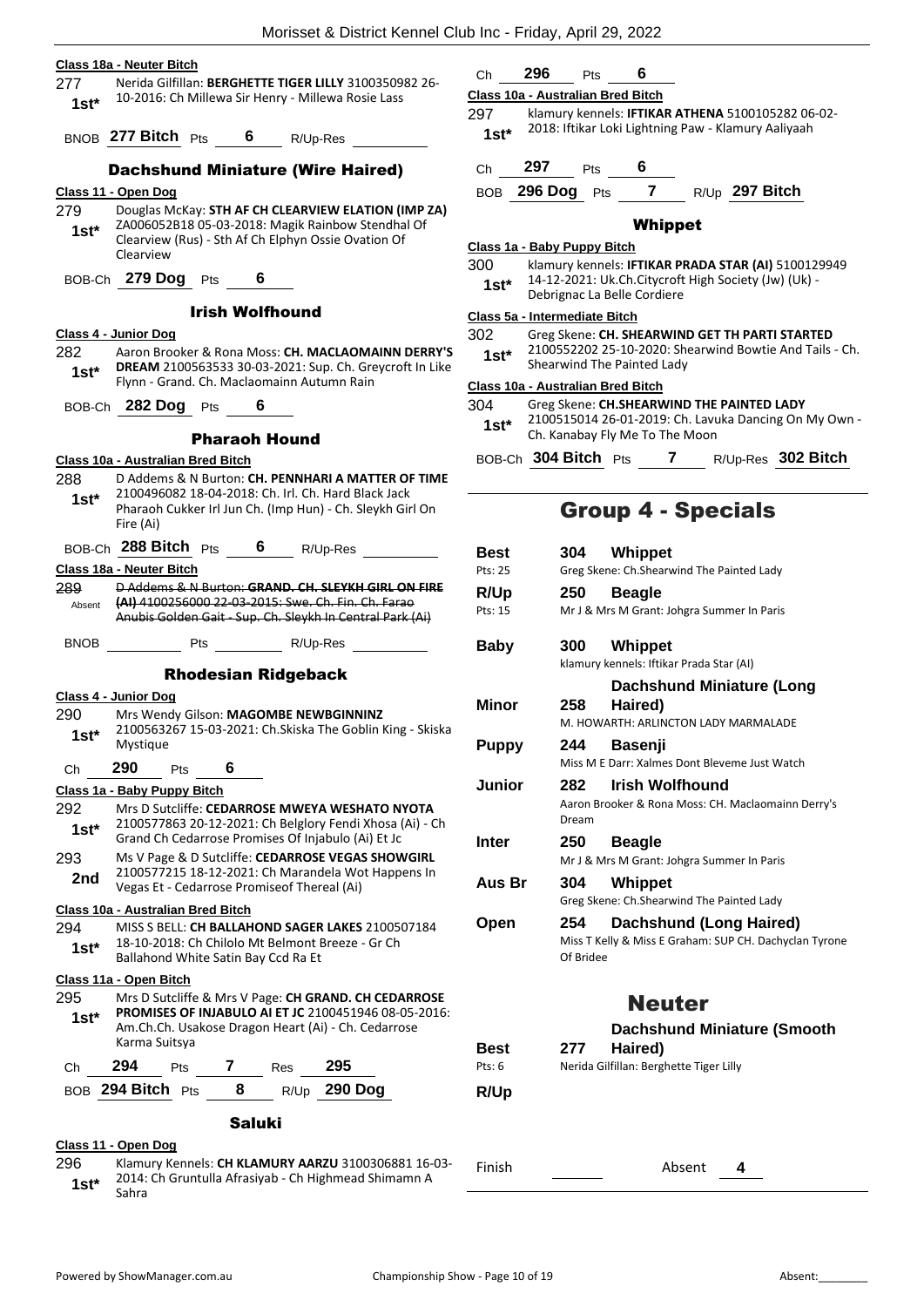**Class 18a - Neuter Bitch**

277 **1st*** Nerida Gilfillan: **BERGHETTE TIGER LILLY** 3100350982 26-10-2016: Ch Millewa Sir Henry - Millewa Rosie Lass

BNOB **277 Bitch** Pts **6** R/Up-Res

### Dachshund Miniature (Wire Haired)

**Class 11 - Open Dog**

279 **1st*** Douglas McKay: **STH AF CH CLEARVIEW ELATION (IMP ZA)** ZA006052B18 05-03-2018: Magik Rainbow Stendhal Of Clearview (Rus) - Sth Af Ch Elphyn Ossie Ovation Of Clearview

BOB-Ch **279 Dog** Pts **6**

### Irish Wolfhound

**Class 4 - Junior Dog**

282 **1st*** Aaron Brooker & Rona Moss: **CH. MACLAOMAINN DERRY'S DREAM** 2100563533 30-03-2021: Sup. Ch. Greycroft In Like Flynn - Grand. Ch. Maclaomainn Autumn Rain

BOB-Ch **282 Dog** Pts **6**

### Pharaoh Hound

**Class 10a - Australian Bred Bitch**

288 **1st*** D Addems & N Burton: **CH. PENNHARI A MATTER OF TIME** 2100496082 18-04-2018: Ch. Irl. Ch. Hard Black Jack Pharaoh Cukker Irl Jun Ch. (Imp Hun) - Ch. Sleykh Girl On Fire (Ai)

BOB-Ch **288 Bitch** Pts **6** R/Up-Res

**Class 18a - Neuter Bitch**

289 Absent ~~D Addems & N Burton: **GRAND. CH. SLEYKH GIRL ON FIRE (AI)** 4100256000 22-03-2015: Swe. Ch. Fin. Ch. Farao Anubis Golden Gait - Sup. Ch. Sleykh In Central Park (Ai)~~

BNOB Pts R/Up-Res

### Rhodesian Ridgeback

**Class 4 - Junior Dog**

290 **1st*** Mrs Wendy Gilson: **MAGOMBE NEWBGINNINZ** 2100563267 15-03-2021: Ch.Skiska The Goblin King - Skiska Mystique

Ch **290** Pts **6**

**Class 1a - Baby Puppy Bitch**

292 **1st*** Mrs D Sutcliffe: **CEDARROSE MWEYA WESHATO NYOTA** 2100577863 20-12-2021: Ch Belglory Fendi Xhosa (Ai) - Ch Grand Ch Cedarrose Promises Of Injabulo (Ai) Et Jc

293 **2nd** Ms V Page & D Sutcliffe: **CEDARROSE VEGAS SHOWGIRL** 2100577215 18-12-2021: Ch Marandela Wot Happens In Vegas Et - Cedarrose Promiseof Thereal (Ai)

**Class 10a - Australian Bred Bitch**

294 **1st*** MISS S BELL: **CH BALLAHOND SAGER LAKES** 2100507184 18-10-2018: Ch Chilolo Mt Belmont Breeze - Gr Ch Ballahond White Satin Bay Ccd Ra Et

**Class 11a - Open Bitch**

295 **1st*** Mrs D Sutcliffe & Mrs V Page: **CH GRAND. CH CEDARROSE PROMISES OF INJABULO AI ET JC** 2100451946 08-05-2016: Am.Ch.Ch. Usakose Dragon Heart (Ai) - Ch. Cedarrose Karma Suitsya

Ch **294** Pts **7** Res **295**

BOB **294 Bitch** Pts **8** R/Up **290 Dog**

### Saluki

**Class 11 - Open Dog**

296 **1st*** Klamury Kennels: **CH KLAMURY AARZU** 3100306881 16-03-2014: Ch Gruntulla Afrasiyab - Ch Highmead Shimamn A Sahra

Ch **296** Pts **6**

**Class 10a - Australian Bred Bitch**

297 **1st*** klamury kennels: **IFTIKAR ATHENA** 5100105282 06-02-2018: Iftikar Loki Lightning Paw - Klamury Aaliyaah

Ch **297** Pts **6**

BOB **296 Dog** Pts **7** R/Up **297 Bitch**

### Whippet

**Class 1a - Baby Puppy Bitch**

300 **1st*** klamury kennels: **IFTIKAR PRADA STAR (AI)** 5100129949 14-12-2021: Uk.Ch.Citycroft High Society (Jw) (Uk) - Debrignac La Belle Cordiere

**Class 5a - Intermediate Bitch**

302 **1st*** Greg Skene: **CH. SHEARWIND GET TH PARTI STARTED** 2100552202 25-10-2020: Shearwind Bowtie And Tails - Ch. Shearwind The Painted Lady

**Class 10a - Australian Bred Bitch**

304 **1st*** Greg Skene: **CH.SHEARWIND THE PAINTED LADY** 2100515014 26-01-2019: Ch. Lavuka Dancing On My Own - Ch. Kanabay Fly Me To The Moon

BOB-Ch **304 Bitch** Pts **7** R/Up-Res **302 Bitch**

## Group 4 - Specials

| | | |
|---|---|---|
| **Best** Pts: 25 | **304** | **Whippet** Greg Skene: Ch.Shearwind The Painted Lady |
| **R/Up** Pts: 15 | **250** | **Beagle** Mr J & Mrs M Grant: Johgra Summer In Paris |
| **Baby** | **300** | **Whippet** klamury kennels: Iftikar Prada Star (AI) |
| **Minor** | **258** | **Dachshund Miniature (Long Haired)** M. HOWARTH: ARLINCTON LADY MARMALADE |
| **Puppy** | **244** | **Basenji** Miss M E Darr: Xalmes Dont Bleveme Just Watch |
| **Junior** | **282** | **Irish Wolfhound** Aaron Brooker & Rona Moss: CH. Maclaomainn Derry's Dream |
| **Inter** | **250** | **Beagle** Mr J & Mrs M Grant: Johgra Summer In Paris |
| **Aus Br** | **304** | **Whippet** Greg Skene: Ch.Shearwind The Painted Lady |
| **Open** | **254** | **Dachshund (Long Haired)** Miss T Kelly & Miss E Graham: SUP CH. Dachyclan Tyrone Of Bridee |

## Neuter

| | | |
|---|---|---|
| **Best** Pts: 6 | **277** | **Dachshund Miniature (Smooth Haired)** Nerida Gilfillan: Berghette Tiger Lilly |
| **R/Up** | | |

Finish Absent **4**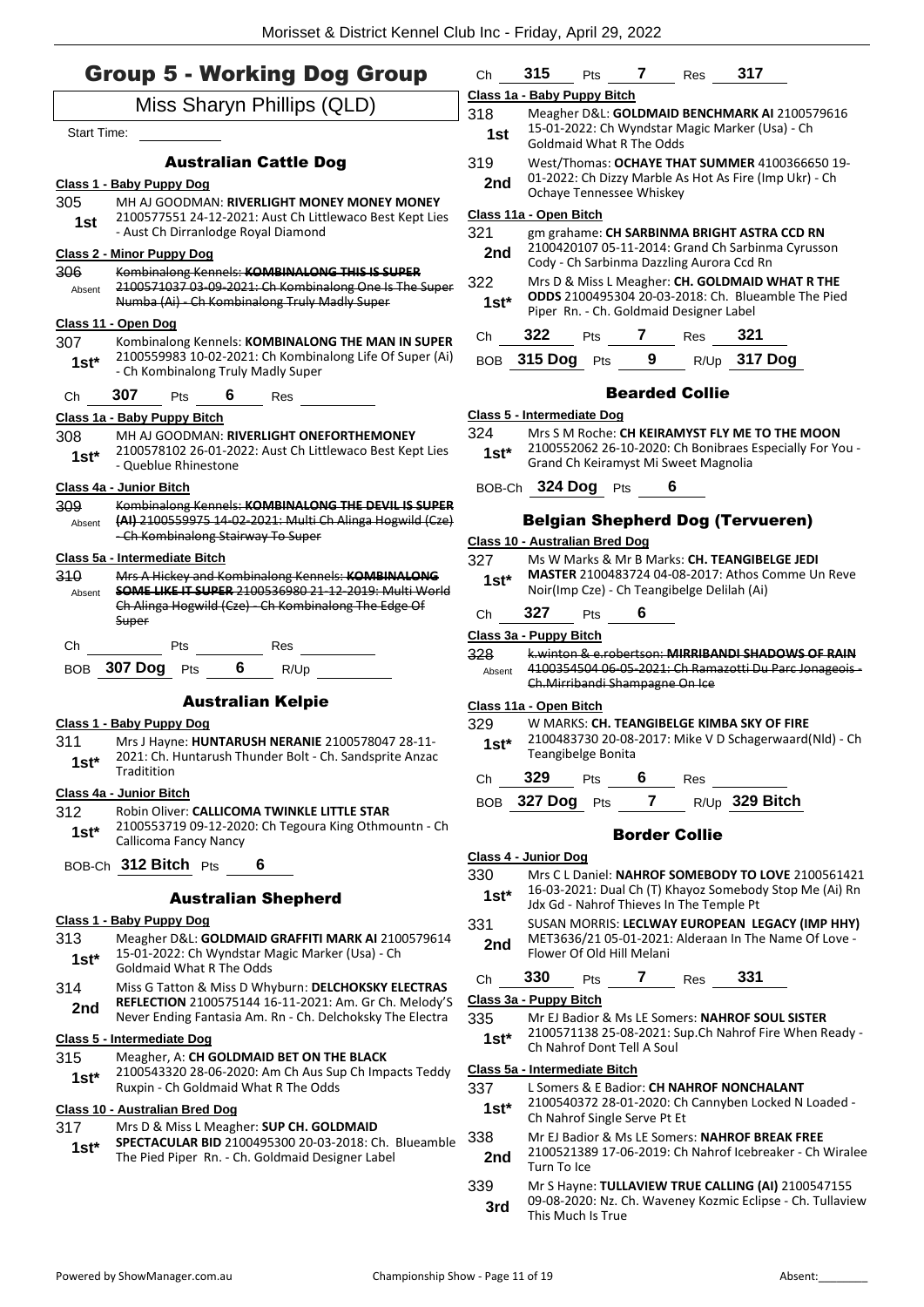# Group 5 - Working Dog Group

## Miss Sharyn Phillips (QLD)

Start Time:

### Australian Cattle Dog

**Class 1 - Baby Puppy Dog**

305 MH AJ GOODMAN: **RIVERLIGHT MONEY MONEY MONEY** 2100577551 24-12-2021: Aust Ch Littlewaco Best Kept Lies - Aust Ch Dirranlodge Royal Diamond
**1st**

**Class 2 - Minor Puppy Dog**

306 ~~Kombinalong Kennels: KOMBINALONG THIS IS SUPER 2100571037 03-09-2021: Ch Kombinalong One Is The Super Numba (Ai) - Ch Kombinalong Truly Madly Super~~
Absent

**Class 11 - Open Dog**

307 Kombinalong Kennels: **KOMBINALONG THE MAN IN SUPER** 2100559983 10-02-2021: Ch Kombinalong Life Of Super (Ai) - Ch Kombinalong Truly Madly Super
**1st***

Ch **307** Pts **6** Res

**Class 1a - Baby Puppy Bitch**

308 MH AJ GOODMAN: **RIVERLIGHT ONEFORTHEMONEY** 2100578102 26-01-2022: Aust Ch Littlewaco Best Kept Lies - Queblue Rhinestone
**1st***

**Class 4a - Junior Bitch**

309 ~~Kombinalong Kennels: KOMBINALONG THE DEVIL IS SUPER (AI) 2100559975 14-02-2021: Multi Ch Alinga Hogwild (Cze) - Ch Kombinalong Stairway To Super~~
Absent

**Class 5a - Intermediate Bitch**

310 ~~Mrs A Hickey and Kombinalong Kennels: KOMBINALONG SOME LIKE IT SUPER 2100536980 21-12-2019: Multi World Ch Alinga Hogwild (Cze) - Ch Kombinalong The Edge Of Super~~
Absent

Ch Pts Res

BOB **307 Dog** Pts **6** R/Up

### Australian Kelpie

**Class 1 - Baby Puppy Dog**

311 Mrs J Hayne: **HUNTARUSH NERANIE** 2100578047 28-11-2021: Ch. Huntarush Thunder Bolt - Ch. Sandsprite Anzac Traditition
**1st***

**Class 4a - Junior Bitch**

312 Robin Oliver: **CALLICOMA TWINKLE LITTLE STAR** 2100553719 09-12-2020: Ch Tegoura King Othmountn - Ch Callicoma Fancy Nancy
**1st***

BOB-Ch **312 Bitch** Pts **6**

### Australian Shepherd

**Class 1 - Baby Puppy Dog**

313 Meagher D&L: **GOLDMAID GRAFFITI MARK AI** 2100579614 15-01-2022: Ch Wyndstar Magic Marker (Usa) - Ch Goldmaid What R The Odds
**1st***

314 Miss G Tatton & Miss D Whyburn: **DELCHOKSKY ELECTRAS REFLECTION** 2100575144 16-11-2021: Am. Gr Ch. Melody'S Never Ending Fantasia Am. Rn - Ch. Delchoksky The Electra
**2nd**

**Class 5 - Intermediate Dog**

315 Meagher, A: **CH GOLDMAID BET ON THE BLACK** 2100543320 28-06-2020: Am Ch Aus Sup Ch Impacts Teddy Ruxpin - Ch Goldmaid What R The Odds
**1st***

**Class 10 - Australian Bred Dog**

317 Mrs D & Miss L Meagher: **SUP CH. GOLDMAID SPECTACULAR BID** 2100495300 20-03-2018: Ch. Blueamble The Pied Piper Rn. - Ch. Goldmaid Designer Label
**1st***

Ch **315** Pts **7** Res **317**

**Class 1a - Baby Puppy Bitch**

318 Meagher D&L: **GOLDMAID BENCHMARK AI** 2100579616 15-01-2022: Ch Wyndstar Magic Marker (Usa) - Ch Goldmaid What R The Odds
**1st**

319 West/Thomas: **OCHAYE THAT SUMMER** 4100366650 19-01-2022: Ch Dizzy Marble As Hot As Fire (Imp Ukr) - Ch Ochaye Tennessee Whiskey
**2nd**

**Class 11a - Open Bitch**

321 gm grahame: **CH SARBINMA BRIGHT ASTRA CCD RN** 2100420107 05-11-2014: Grand Ch Sarbinma Cyrusson Cody - Ch Sarbinma Dazzling Aurora Ccd Rn
**2nd**

322 Mrs D & Miss L Meagher: **CH. GOLDMAID WHAT R THE ODDS** 2100495304 20-03-2018: Ch. Blueamble The Pied Piper Rn. - Ch. Goldmaid Designer Label
**1st***

Ch **322** Pts **7** Res **321**

BOB **315 Dog** Pts **9** R/Up **317 Dog**

### Bearded Collie

**Class 5 - Intermediate Dog**

324 Mrs S M Roche: **CH KEIRAMYST FLY ME TO THE MOON** 2100552062 26-10-2020: Ch Bonibraes Especially For You - Grand Ch Keiramyst Mi Sweet Magnolia
**1st***

BOB-Ch **324 Dog** Pts **6**

### Belgian Shepherd Dog (Tervueren)

**Class 10 - Australian Bred Dog**

327 Ms W Marks & Mr B Marks: **CH. TEANGIBELGE JEDI MASTER** 2100483724 04-08-2017: Athos Comme Un Reve Noir(Imp Cze) - Ch Teangibelge Delilah (Ai)
**1st***

Ch **327** Pts **6**

**Class 3a - Puppy Bitch**

328 ~~k.winton & e.robertson: MIRRIBANDI SHADOWS OF RAIN 4100354504 06-05-2021: Ch Ramazotti Du Parc Jonageois - Ch.Mirribandi Shampagne On Ice~~
Absent

**Class 11a - Open Bitch**

329 W MARKS: **CH. TEANGIBELGE KIMBA SKY OF FIRE** 2100483730 20-08-2017: Mike V D Schagerwaard(Nld) - Ch Teangibelge Bonita
**1st***

Ch **329** Pts **6** Res

BOB **327 Dog** Pts **7** R/Up **329 Bitch**

### Border Collie

**Class 4 - Junior Dog**

330 Mrs C L Daniel: **NAHROF SOMEBODY TO LOVE** 2100561421 16-03-2021: Dual Ch (T) Khayoz Somebody Stop Me (Ai) Rn Jdx Gd - Nahrof Thieves In The Temple Pt
**1st***

331 SUSAN MORRIS: **LECLWAY EUROPEAN LEGACY (IMP HHY)** MET3636/21 05-01-2021: Alderaan In The Name Of Love - Flower Of Old Hill Melani
**2nd**

Ch **330** Pts **7** Res **331**

**Class 3a - Puppy Bitch**

335 Mr EJ Badior & Ms LE Somers: **NAHROF SOUL SISTER** 2100571138 25-08-2021: Sup.Ch Nahrof Fire When Ready - Ch Nahrof Dont Tell A Soul
**1st***

**Class 5a - Intermediate Bitch**

337 L Somers & E Badior: **CH NAHROF NONCHALANT** 2100540372 28-01-2020: Ch Cannyben Locked N Loaded - Ch Nahrof Single Serve Pt Et
**1st***

338 Mr EJ Badior & Ms LE Somers: **NAHROF BREAK FREE** 2100521389 17-06-2019: Ch Nahrof Icebreaker - Ch Wiralee Turn To Ice
**2nd**

339 Mr S Hayne: **TULLAVIEW TRUE CALLING (AI)** 2100547155 09-08-2020: Nz. Ch. Waveney Kozmic Eclipse - Ch. Tullaview This Much Is True
**3rd**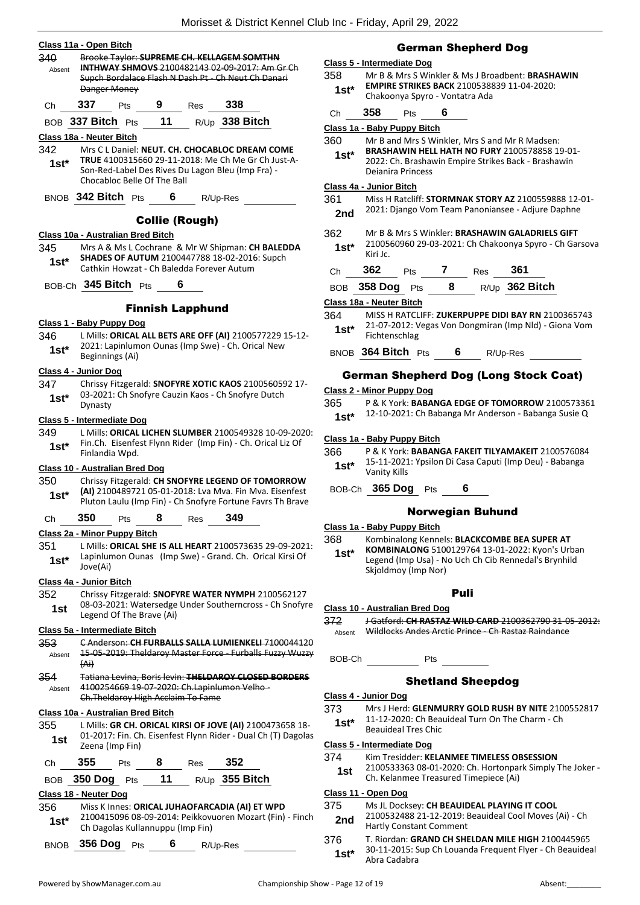### Class 11a - Open Bitch

340 Absent ~~Brooke Taylor: **SUPREME CH. KELLAGEM SOMTHN INTHWAY SHMOVS** 2100482143 02-09-2017: Am Gr Ch Supch Bordalace Flash N Dash Pt - Ch Neut Ch Danari Danger Money~~

Ch **337** Pts **9** Res **338**

BOB **337 Bitch** Pts **11** R/Up **338 Bitch**

### Class 18a - Neuter Bitch

342 **1st*** Mrs C L Daniel: **NEUT. CH. CHOCABLOC DREAM COME TRUE** 4100315660 29-11-2018: Me Ch Me Gr Ch Just-A-Son-Red-Label Des Rives Du Lagon Bleu (Imp Fra) - Chocabloc Belle Of The Ball

BNOB **342 Bitch** Pts **6** R/Up-Res

## Collie (Rough)

### Class 10a - Australian Bred Bitch

345 **1st*** Mrs A & Ms L Cochrane & Mr W Shipman: **CH BALEDDA SHADES OF AUTUM** 2100447788 18-02-2016: Supch Cathkin Howzat - Ch Baledda Forever Autum

BOB-Ch **345 Bitch** Pts **6**

## Finnish Lapphund

### Class 1 - Baby Puppy Dog

346 **1st*** L Mills: **ORICAL ALL BETS ARE OFF (AI)** 2100577229 15-12-2021: Lapinlumon Ounas (Imp Swe) - Ch. Orical New Beginnings (Ai)

### Class 4 - Junior Dog

347 **1st*** Chrissy Fitzgerald: **SNOFYRE XOTIC KAOS** 2100560592 17-03-2021: Ch Snofyre Cauzin Kaos - Ch Snofyre Dutch Dynasty

### Class 5 - Intermediate Dog

349 **1st*** L Mills: **ORICAL LICHEN SLUMBER** 2100549328 10-09-2020: Fin.Ch. Eisenfest Flynn Rider (Imp Fin) - Ch. Orical Liz Of Finlandia Wpd.

### Class 10 - Australian Bred Dog

350 **1st*** Chrissy Fitzgerald: **CH SNOFYRE LEGEND OF TOMORROW (AI)** 2100489721 05-01-2018: Lva Mva. Fin Mva. Eisenfest Pluton Laulu (Imp Fin) - Ch Snofyre Fortune Favrs Th Brave

Ch **350** Pts **8** Res **349**

### Class 2a - Minor Puppy Bitch

351 **1st*** L Mills: **ORICAL SHE IS ALL HEART** 2100573635 29-09-2021: Lapinlumon Ounas (Imp Swe) - Grand. Ch. Orical Kirsi Of Jove(Ai)

### Class 4a - Junior Bitch

352 **1st** Chrissy Fitzgerald: **SNOFYRE WATER NYMPH** 2100562127 08-03-2021: Watersedge Under Southerncross - Ch Snofyre Legend Of The Brave (Ai)

### Class 5a - Intermediate Bitch

353 Absent ~~C Anderson: **CH FURBALLS SALLA LUMIENKELI** 7100044120 15-05-2019: Theldaroy Master Force - Furballs Fuzzy Wuzzy (Ai)~~

354 Absent ~~Tatiana Levina, Boris levin: **THELDAROY CLOSED BORDERS** 4100254669 19-07-2020: Ch.Lapinlumon Velho - Ch.Theldaroy High Acclaim To Fame~~

### Class 10a - Australian Bred Bitch

355 **1st** L Mills: **GR CH. ORICAL KIRSI OF JOVE (AI)** 2100473658 18-01-2017: Fin. Ch. Eisenfest Flynn Rider - Dual Ch (T) Dagolas Zeena (Imp Fin)

Ch **355** Pts **8** Res **352**

BOB **350 Dog** Pts **11** R/Up **355 Bitch**

### Class 18 - Neuter Dog

356 **1st*** Miss K Innes: **ORICAL JUHAOFARCADIA (AI) ET WPD** 2100415096 08-09-2014: Peikkovuoren Mozart (Fin) - Finch Ch Dagolas Kullannuppu (Imp Fin)

BNOB **356 Dog** Pts **6** R/Up-Res

## German Shepherd Dog

### Class 5 - Intermediate Dog

358 **1st*** Mr B & Mrs S Winkler & Ms J Broadbent: **BRASHAWIN EMPIRE STRIKES BACK** 2100538839 11-04-2020: Chakoonya Spyro - Vontatra Ada

Ch **358** Pts **6**

### Class 1a - Baby Puppy Bitch

360 **1st*** Mr B and Mrs S Winkler, Mrs S and Mr R Madsen: **BRASHAWIN HELL HATH NO FURY** 2100578858 19-01-2022: Ch. Brashawin Empire Strikes Back - Brashawin Deianira Princess

### Class 4a - Junior Bitch

361 **2nd** Miss H Ratcliff: **STORMNAK STORY AZ** 2100559888 12-01-2021: Django Vom Team Panoniansee - Adjure Daphne

362 **1st*** Mr B & Mrs S Winkler: **BRASHAWIN GALADRIELS GIFT** 2100560960 29-03-2021: Ch Chakoonya Spyro - Ch Garsova Kiri Jc.

Ch **362** Pts **7** Res **361**

BOB **358 Dog** Pts **8** R/Up **362 Bitch**

### Class 18a - Neuter Bitch

364 **1st*** MISS H RATCLIFF: **ZUKERPUPPE DIDI BAY RN** 2100365743 21-07-2012: Vegas Von Dongmiran (Imp Nld) - Giona Vom Fichtenschlag

BNOB **364 Bitch** Pts **6** R/Up-Res

## German Shepherd Dog (Long Stock Coat)

### Class 2 - Minor Puppy Dog

365 **1st*** P & K York: **BABANGA EDGE OF TOMORROW** 2100573361 12-10-2021: Ch Babanga Mr Anderson - Babanga Susie Q

### Class 1a - Baby Puppy Bitch

366 **1st*** P & K York: **BABANGA FAKEIT TILYAMAKEIT** 2100576084 15-11-2021: Ypsilon Di Casa Caputi (Imp Deu) - Babanga Vanity Kills

BOB-Ch **365 Dog** Pts **6**

## Norwegian Buhund

### Class 1a - Baby Puppy Bitch

368 **1st*** Kombinalong Kennels: **BLACKCOMBE BEA SUPER AT KOMBINALONG** 5100129764 13-01-2022: Kyon's Urban Legend (Imp Usa) - No Uch Ch Cib Rennedal's Brynhild Skjoldmoy (Imp Nor)

## Puli

### Class 10 - Australian Bred Dog

372 Absent ~~J Gatford: **CH RASTAZ WILD CARD** 2100362790 31-05-2012: Wildlocks Andes Arctic Prince - Ch Rastaz Raindance~~

BOB-Ch Pts

## Shetland Sheepdog

### Class 4 - Junior Dog

373 **1st*** Mrs J Herd: **GLENMURRY GOLD RUSH BY NITE** 2100552817 11-12-2020: Ch Beauideal Turn On The Charm - Ch Beauideal Tres Chic

### Class 5 - Intermediate Dog

374 **1st** Kim Tresidder: **KELANMEE TIMELESS OBSESSION** 2100533363 08-01-2020: Ch. Hortonpark Simply The Joker - Ch. Kelanmee Treasured Timepiece (Ai)

### Class 11 - Open Dog

375 **2nd** Ms JL Docksey: **CH BEAUIDEAL PLAYING IT COOL** 2100532488 21-12-2019: Beauideal Cool Moves (Ai) - Ch Hartly Constant Comment

376 **1st*** T. Riordan: **GRAND CH SHELDAN MILE HIGH** 2100445965 30-11-2015: Sup Ch Louanda Frequent Flyer - Ch Beauideal Abra Cadabra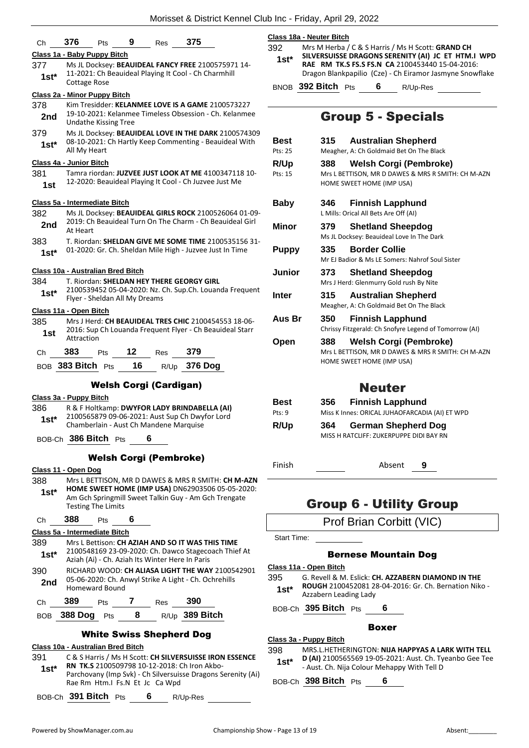Ch **376** Pts **9** Res **375**

**Class 1a - Baby Puppy Bitch**

377 **1st*** Ms JL Docksey: **BEAUIDEAL FANCY FREE** 2100575971 14-11-2021: Ch Beauideal Playing It Cool - Ch Charmhill Cottage Rose

**Class 2a - Minor Puppy Bitch**

378 **2nd** Kim Tresidder: **KELANMEE LOVE IS A GAME** 2100573227 19-10-2021: Kelanmee Timeless Obsession - Ch. Kelanmee Undathe Kissing Tree

379 **1st*** Ms JL Docksey: **BEAUIDEAL LOVE IN THE DARK** 2100574309 08-10-2021: Ch Hartly Keep Commenting - Beauideal With All My Heart

**Class 4a - Junior Bitch**

381 **1st** Tamra riordan: **JUZVEE JUST LOOK AT ME** 4100347118 10-12-2020: Beauideal Playing It Cool - Ch Juzvee Just Me

**Class 5a - Intermediate Bitch**

382 **2nd** Ms JL Docksey: **BEAUIDEAL GIRLS ROCK** 2100526064 01-09-2019: Ch Beauideal Turn On The Charm - Ch Beauideal Girl At Heart

383 **1st*** T. Riordan: **SHELDAN GIVE ME SOME TIME** 2100535156 31-01-2020: Gr. Ch. Sheldan Mile High - Juzvee Just In Time

**Class 10a - Australian Bred Bitch**

384 **1st*** T. Riordan: **SHELDAN HEY THERE GEORGY GIRL** 2100539452 05-04-2020: Nz. Ch. Sup.Ch. Louanda Frequent Flyer - Sheldan All My Dreams

**Class 11a - Open Bitch**

385 **1st** Mrs J Herd: **CH BEAUIDEAL TRES CHIC** 2100454553 18-06-2016: Sup Ch Louanda Frequent Flyer - Ch Beauideal Starr Attraction

Ch **383** Pts **12** Res **379**

BOB **383 Bitch** Pts **16** R/Up **376 Dog**

### Welsh Corgi (Cardigan)

**Class 3a - Puppy Bitch**

386 **1st*** R & F Holtkamp: **DWYFOR LADY BRINDABELLA (AI)** 2100565879 09-06-2021: Aust Sup Ch Dwyfor Lord Chamberlain - Aust Ch Mandene Marquise

BOB-Ch **386 Bitch** Pts **6**

### Welsh Corgi (Pembroke)

**Class 11 - Open Dog**

388 **1st*** Mrs L BETTISON, MR D DAWES & MRS R SMITH: **CH M-AZN HOME SWEET HOME (IMP USA)** DN62903506 05-05-2020: Am Gch Springmill Sweet Talkin Guy - Am Gch Trengate Testing The Limits

Ch **388** Pts **6**

**Class 5a - Intermediate Bitch**

389 **1st*** Mrs L Bettison: **CH AZIAH AND SO IT WAS THIS TIME** 2100548169 23-09-2020: Ch. Dawco Stagecoach Thief At Aziah (Ai) - Ch. Aziah Its Winter Here In Paris

390 **2nd** RICHARD WOOD: **CH ALIASA LIGHT THE WAY** 2100542901 05-06-2020: Ch. Anwyl Strike A Light - Ch. Ochrehills Homeward Bound

Ch **389** Pts **7** Res **390**

BOB **388 Dog** Pts **8** R/Up **389 Bitch**

### White Swiss Shepherd Dog

**Class 10a - Australian Bred Bitch**

391 **1st*** C & S Harris / Ms H Scott: **CH SILVERSUISSE IRON ESSENCE RN TK.S** 2100509798 10-12-2018: Ch Iron Akbo-Parchovany (Imp Svk) - Ch Silversuisse Dragons Serenity (Ai) Rae Rm Htm.I Fs.N Et Jc Ca Wpd

BOB-Ch **391 Bitch** Pts **6** R/Up-Res

**Class 18a - Neuter Bitch**

392 **1st*** Mrs M Herba / C & S Harris / Ms H Scott: **GRAND CH SILVERSUISSE DRAGONS SERENITY (AI) JC ET HTM.I WPD RAE RM TK.S FS.S FS.N CA** 2100453440 15-04-2016: Dragon Blankpapilio (Cze) - Ch Eiramor Jasmyne Snowflake

BNOB **392 Bitch** Pts **6** R/Up-Res

## Group 5 - Specials

| | | | |
|---|---|---|---|
| **Best** (Pts: 25) | 315 | **Australian Shepherd** | Meagher, A: Ch Goldmaid Bet On The Black |
| **R/Up** (Pts: 15) | 388 | **Welsh Corgi (Pembroke)** | Mrs L BETTISON, MR D DAWES & MRS R SMITH: CH M-AZN HOME SWEET HOME (IMP USA) |
| **Baby** | 346 | **Finnish Lapphund** | L Mills: Orical All Bets Are Off (AI) |
| **Minor** | 379 | **Shetland Sheepdog** | Ms JL Docksey: Beauideal Love In The Dark |
| **Puppy** | 335 | **Border Collie** | Mr EJ Badior & Ms LE Somers: Nahrof Soul Sister |
| **Junior** | 373 | **Shetland Sheepdog** | Mrs J Herd: Glenmurry Gold rush By Nite |
| **Inter** | 315 | **Australian Shepherd** | Meagher, A: Ch Goldmaid Bet On The Black |
| **Aus Br** | 350 | **Finnish Lapphund** | Chrissy Fitzgerald: Ch Snofyre Legend of Tomorrow (AI) |
| **Open** | 388 | **Welsh Corgi (Pembroke)** | Mrs L BETTISON, MR D DAWES & MRS R SMITH: CH M-AZN HOME SWEET HOME (IMP USA) |

## Neuter

| | | | |
|---|---|---|---|
| **Best** (Pts: 9) | 356 | **Finnish Lapphund** | Miss K Innes: ORICAL JUHAOFARCADIA (AI) ET WPD |
| **R/Up** | 364 | **German Shepherd Dog** | MISS H RATCLIFF: ZUKERPUPPE DIDI BAY RN |

Finish ______ Absent **9**

## Group 6 - Utility Group

Prof Brian Corbitt (VIC)

Start Time:

### Bernese Mountain Dog

**Class 11a - Open Bitch**

395 **1st*** G. Revell & M. Eslick: **CH. AZZABERN DIAMOND IN THE ROUGH** 2100452081 28-04-2016: Gr. Ch. Bernation Niko - Azzabern Leading Lady

BOB-Ch **395 Bitch** Pts **6**

### Boxer

**Class 3a - Puppy Bitch**

398 **1st*** MRS.L.HETHERINGTON: **NIJA HAPPYAS A LARK WITH TELL D (AI)** 2100565569 19-05-2021: Aust. Ch. Tyeanbo Gee Tee - Aust. Ch. Nija Colour Mehappy With Tell D

BOB-Ch **398 Bitch** Pts **6**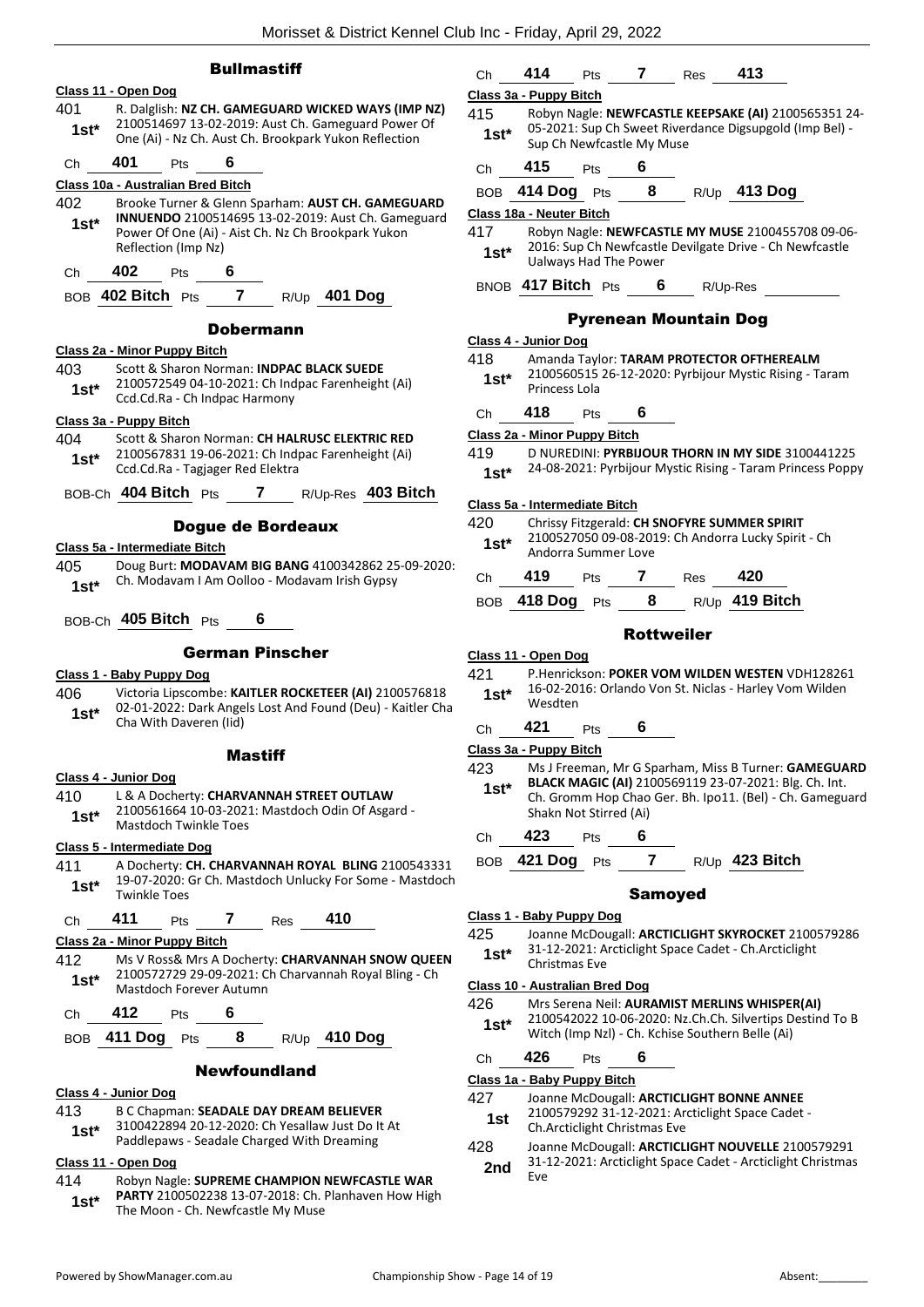## Bullmastiff

**Class 11 - Open Dog**

401 **1st*** R. Dalglish: **NZ CH. GAMEGUARD WICKED WAYS (IMP NZ)** 2100514697 13-02-2019: Aust Ch. Gameguard Power Of One (Ai) - Nz Ch. Aust Ch. Brookpark Yukon Reflection

Ch **401** Pts **6**

**Class 10a - Australian Bred Bitch**

402 **1st*** Brooke Turner & Glenn Sparham: **AUST CH. GAMEGUARD INNUENDO** 2100514695 13-02-2019: Aust Ch. Gameguard Power Of One (Ai) - Aist Ch. Nz Ch Brookpark Yukon Reflection (Imp Nz)

Ch **402** Pts **6**

BOB **402 Bitch** Pts **7** R/Up **401 Dog**

## Dobermann

**Class 2a - Minor Puppy Bitch**

403 **1st*** Scott & Sharon Norman: **INDPAC BLACK SUEDE** 2100572549 04-10-2021: Ch Indpac Farenheight (Ai) Ccd.Cd.Ra - Ch Indpac Harmony

**Class 3a - Puppy Bitch**

404 **1st*** Scott & Sharon Norman: **CH HALRUSC ELEKTRIC RED** 2100567831 19-06-2021: Ch Indpac Farenheight (Ai) Ccd.Cd.Ra - Tagjager Red Elektra

BOB-Ch **404 Bitch** Pts **7** R/Up-Res **403 Bitch**

## Dogue de Bordeaux

**Class 5a - Intermediate Bitch**

405 **1st*** Doug Burt: **MODAVAM BIG BANG** 4100342862 25-09-2020: Ch. Modavam I Am Oolloo - Modavam Irish Gypsy

BOB-Ch **405 Bitch** Pts **6**

## German Pinscher

**Class 1 - Baby Puppy Dog**

406 **1st*** Victoria Lipscombe: **KAITLER ROCKETEER (AI)** 2100576818 02-01-2022: Dark Angels Lost And Found (Deu) - Kaitler Cha Cha With Daveren (Iid)

## Mastiff

**Class 4 - Junior Dog**

410 **1st*** L & A Docherty: **CHARVANNAH STREET OUTLAW** 2100561664 10-03-2021: Mastdoch Odin Of Asgard - Mastdoch Twinkle Toes

**Class 5 - Intermediate Dog**

411 **1st*** A Docherty: **CH. CHARVANNAH ROYAL BLING** 2100543331 19-07-2020: Gr Ch. Mastdoch Unlucky For Some - Mastdoch Twinkle Toes

Ch **411** Pts **7** Res **410**

**Class 2a - Minor Puppy Bitch**

412 **1st*** Ms V Ross& Mrs A Docherty: **CHARVANNAH SNOW QUEEN** 2100572729 29-09-2021: Ch Charvannah Royal Bling - Ch Mastdoch Forever Autumn

Ch **412** Pts **6**

BOB **411 Dog** Pts **8** R/Up **410 Dog**

## Newfoundland

**Class 4 - Junior Dog**

413 **1st*** B C Chapman: **SEADALE DAY DREAM BELIEVER** 3100422894 20-12-2020: Ch Yesallaw Just Do It At Paddlepaws - Seadale Charged With Dreaming

**Class 11 - Open Dog**

414 **1st*** Robyn Nagle: **SUPREME CHAMPION NEWFCASTLE WAR PARTY** 2100502238 13-07-2018: Ch. Planhaven How High The Moon - Ch. Newfcastle My Muse

Ch **414** Pts **7** Res **413**

**Class 3a - Puppy Bitch**

415 **1st*** Robyn Nagle: **NEWFCASTLE KEEPSAKE (AI)** 2100565351 24-05-2021: Sup Ch Sweet Riverdance Digsupgold (Imp Bel) - Sup Ch Newfcastle My Muse

Ch **415** Pts **6**

BOB **414 Dog** Pts **8** R/Up **413 Dog**

**Class 18a - Neuter Bitch**

417 **1st*** Robyn Nagle: **NEWFCASTLE MY MUSE** 2100455708 09-06-2016: Sup Ch Newfcastle Devilgate Drive - Ch Newfcastle Ualways Had The Power

BNOB **417 Bitch** Pts **6** R/Up-Res

## Pyrenean Mountain Dog

**Class 4 - Junior Dog**

418 **1st*** Amanda Taylor: **TARAM PROTECTOR OFTHEREALM** 2100560515 26-12-2020: Pyrbijour Mystic Rising - Taram Princess Lola

Ch **418** Pts **6**

**Class 2a - Minor Puppy Bitch**

419 **1st*** D NUREDINI: **PYRBIJOUR THORN IN MY SIDE** 3100441225 24-08-2021: Pyrbijour Mystic Rising - Taram Princess Poppy

**Class 5a - Intermediate Bitch**

420 **1st*** Chrissy Fitzgerald: **CH SNOFYRE SUMMER SPIRIT** 2100527050 09-08-2019: Ch Andorra Lucky Spirit - Ch Andorra Summer Love

Ch **419** Pts **7** Res **420**

BOB **418 Dog** Pts **8** R/Up **419 Bitch**

## Rottweiler

**Class 11 - Open Dog**

421 **1st*** P.Henrickson: **POKER VOM WILDEN WESTEN** VDH128261 16-02-2016: Orlando Von St. Niclas - Harley Vom Wilden Wesdten

Ch **421** Pts **6**

**Class 3a - Puppy Bitch**

423 **1st*** Ms J Freeman, Mr G Sparham, Miss B Turner: **GAMEGUARD BLACK MAGIC (AI)** 2100569119 23-07-2021: Blg. Ch. Int. Ch. Gromm Hop Chao Ger. Bh. Ipo11. (Bel) - Ch. Gameguard Shakn Not Stirred (Ai)

Ch **423** Pts **6**

BOB **421 Dog** Pts **7** R/Up **423 Bitch**

## Samoyed

**Class 1 - Baby Puppy Dog**

425 **1st*** Joanne McDougall: **ARCTICLIGHT SKYROCKET** 2100579286 31-12-2021: Arcticlight Space Cadet - Ch.Arcticlight Christmas Eve

**Class 10 - Australian Bred Dog**

426 **1st*** Mrs Serena Neil: **AURAMIST MERLINS WHISPER(AI)** 2100542022 10-06-2020: Nz.Ch.Ch. Silvertips Destind To B Witch (Imp Nzl) - Ch. Kchise Southern Belle (Ai)

Ch **426** Pts **6**

**Class 1a - Baby Puppy Bitch**

427 **1st** Joanne McDougall: **ARCTICLIGHT BONNE ANNEE** 2100579292 31-12-2021: Arcticlight Space Cadet - Ch.Arcticlight Christmas Eve

428 **2nd** Joanne McDougall: **ARCTICLIGHT NOUVELLE** 2100579291 31-12-2021: Arcticlight Space Cadet - Arcticlight Christmas Eve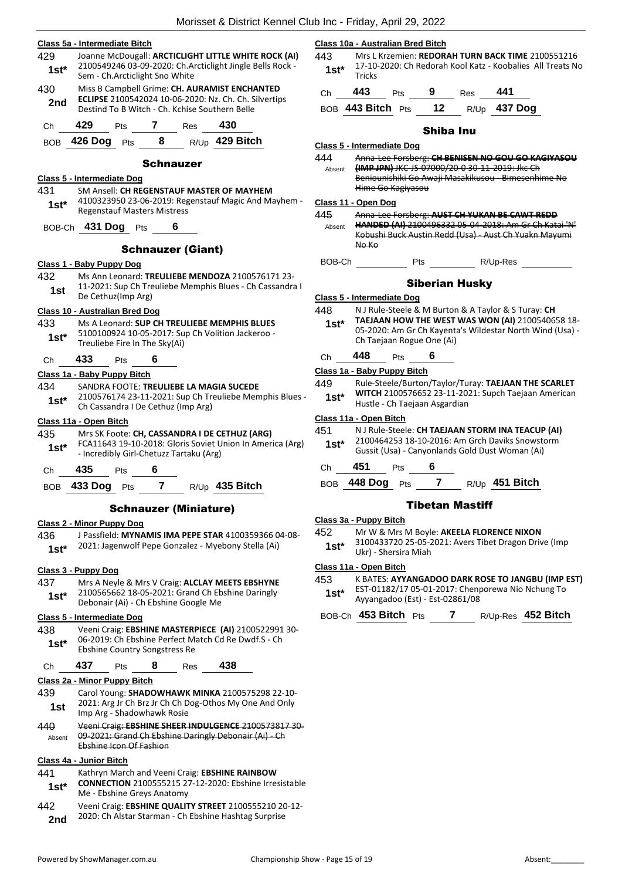**Class 5a - Intermediate Bitch**

429 **1st*** Joanne McDougall: **ARCTICLIGHT LITTLE WHITE ROCK (AI)** 2100549246 03-09-2020: Ch.Arcticlight Jingle Bells Rock - Sem - Ch.Arcticlight Sno White

430 **2nd** Miss B Campbell Grime: **CH. AURAMIST ENCHANTED ECLIPSE** 2100542024 10-06-2020: Nz. Ch. Ch. Silvertips Destind To B Witch - Ch. Kchise Southern Belle

Ch **429** Pts **7** Res **430**

BOB **426 Dog** Pts **8** R/Up **429 Bitch**

## Schnauzer

**Class 5 - Intermediate Dog**

431 **1st*** SM Ansell: **CH REGENSTAUF MASTER OF MAYHEM** 4100323950 23-06-2019: Regenstauf Magic And Mayhem - Regenstauf Masters Mistress

BOB-Ch **431 Dog** Pts **6**

## Schnauzer (Giant)

**Class 1 - Baby Puppy Dog**

432 **1st** Ms Ann Leonard: **TREULIEBE MENDOZA** 2100576171 23-11-2021: Sup Ch Treuliebe Memphis Blues - Ch Cassandra I De Cethuz(Imp Arg)

**Class 10 - Australian Bred Dog**

433 **1st*** Ms A Leonard: **SUP CH TREULIEBE MEMPHIS BLUES** 5100100924 10-05-2017: Sup Ch Volition Jackeroo - Treuliebe Fire In The Sky(Ai)

Ch **433** Pts **6**

**Class 1a - Baby Puppy Bitch**

434 **1st*** SANDRA FOOTE: **TREULIEBE LA MAGIA SUCEDE** 2100576174 23-11-2021: Sup Ch Treuliebe Memphis Blues - Ch Cassandra I De Cethuz (Imp Arg)

**Class 11a - Open Bitch**

435 **1st*** Mrs SK Foote: **CH, CASSANDRA I DE CETHUZ (ARG)** FCA11643 19-10-2018: Gloris Soviet Union In America (Arg) - Incredibly Girl-Chetuzz Tartaku (Arg)

Ch **435** Pts **6**

BOB **433 Dog** Pts **7** R/Up **435 Bitch**

## Schnauzer (Miniature)

**Class 2 - Minor Puppy Dog**

436 **1st*** J Passfield: **MYNAMIS IMA PEPE STAR** 4100359366 04-08-2021: Jagenwolf Pepe Gonzalez - Myebony Stella (Ai)

**Class 3 - Puppy Dog**

437 **1st*** Mrs A Neyle & Mrs V Craig: **ALCLAY MEETS EBSHYNE** 2100565662 18-05-2021: Grand Ch Ebshine Daringly Debonair (Ai) - Ch Ebshine Google Me

**Class 5 - Intermediate Dog**

438 **1st*** Veeni Craig: **EBSHINE MASTERPIECE (AI)** 2100522991 30-06-2019: Ch Ebshine Perfect Match Cd Re Dwdf.S - Ch Ebshine Country Songstress Re

Ch **437** Pts **8** Res **438**

**Class 2a - Minor Puppy Bitch**

439 **1st** Carol Young: **SHADOWHAWK MINKA** 2100575298 22-10-2021: Arg Jr Ch Brz Jr Ch Ch Dog-Othos My One And Only Imp Arg - Shadowhawk Rosie

440 Absent ~~Veeni Craig: **EBSHINE SHEER INDULGENCE** 2100573817 30-09-2021: Grand Ch Ebshine Daringly Debonair (Ai) - Ch Ebshine Icon Of Fashion~~

**Class 4a - Junior Bitch**

441 **1st*** Kathryn March and Veeni Craig: **EBSHINE RAINBOW CONNECTION** 2100555215 27-12-2020: Ebshine Irresistable Me - Ebshine Greys Anatomy

442 **2nd** Veeni Craig: **EBSHINE QUALITY STREET** 2100555210 20-12-2020: Ch Alstar Starman - Ch Ebshine Hashtag Surprise

**Class 10a - Australian Bred Bitch**

443 **1st*** Mrs L Krzemien: **REDORAH TURN BACK TIME** 2100551216 17-10-2020: Ch Redorah Kool Katz - Koobalies All Treats No Tricks

Ch **443** Pts **9** Res **441**

BOB **443 Bitch** Pts **12** R/Up **437 Dog**

## Shiba Inu

**Class 5 - Intermediate Dog**

444 Absent ~~Anna-Lee Forsberg: **CH BENISEN NO GOU GO KAGIYASOU (IMP JPN)** JKC-JS-07000/20-0 30-11-2019: Jkc Ch Beniounishiki Go Awaji Masakikusou - Bimesenhime No Hime Go Kagiyasou~~

**Class 11 - Open Dog**

445 Absent ~~Anna-Lee Forsberg: **AUST CH YUKAN BE CAWT REDD HANDED (AI)** 2100496332 05-04-2018: Am Gr Ch Katai 'N' Kobushi Buck Austin Redd (Usa) - Aust Ch Yuakn Mayumi No Ko~~

BOB-Ch ______ Pts ______ R/Up-Res ______

## Siberian Husky

**Class 5 - Intermediate Dog**

448 **1st*** N J Rule-Steele & M Burton & A Taylor & S Turay: **CH TAEJAAN HOW THE WEST WAS WON (AI)** 2100540658 18-05-2020: Am Gr Ch Kayenta's Wildestar North Wind (Usa) - Ch Taejaan Rogue One (Ai)

Ch **448** Pts **6**

**Class 1a - Baby Puppy Bitch**

449 **1st*** Rule-Steele/Burton/Taylor/Turay: **TAEJAAN THE SCARLET WITCH** 2100576652 23-11-2021: Supch Taejaan American Hustle - Ch Taejaan Asgardian

**Class 11a - Open Bitch**

451 **1st*** N J Rule-Steele: **CH TAEJAAN STORM INA TEACUP (AI)** 2100464253 18-10-2016: Am Grch Daviks Snowstorm Gussit (Usa) - Canyonlands Gold Dust Woman (Ai)

Ch **451** Pts **6**

BOB **448 Dog** Pts **7** R/Up **451 Bitch**

## Tibetan Mastiff

**Class 3a - Puppy Bitch**

452 **1st*** Mr W & Mrs M Boyle: **AKEELA FLORENCE NIXON** 3100433720 25-05-2021: Avers Tibet Dragon Drive (Imp Ukr) - Shersira Miah

**Class 11a - Open Bitch**

453 **1st*** K BATES: **AYYANGADOO DARK ROSE TO JANGBU (IMP EST)** EST-01182/17 05-01-2017: Chenporewa Nio Nchung To Ayyangadoo (Est) - Est-02861/08

BOB-Ch **453 Bitch** Pts **7** R/Up-Res **452 Bitch**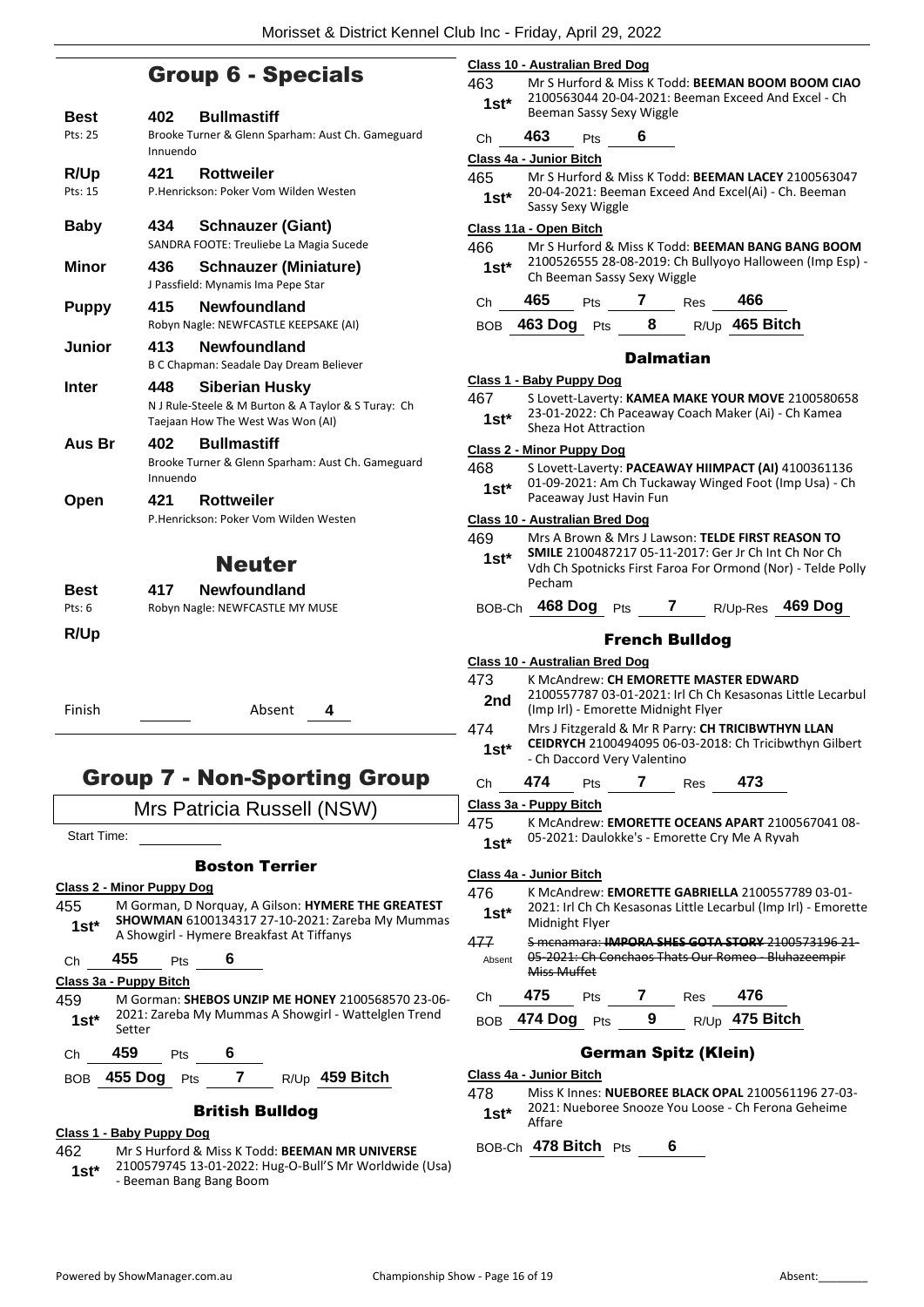# Group 6 - Specials

| | | |
|---|---|---|
| **Best** | **402** | **Bullmastiff** |
| Pts: 25 | | Brooke Turner & Glenn Sparham: Aust Ch. Gameguard Innuendo |
| **R/Up** | **421** | **Rottweiler** |
| Pts: 15 | | P.Henrickson: Poker Vom Wilden Westen |
| **Baby** | **434** | **Schnauzer (Giant)** |
| | | SANDRA FOOTE: Treuliebe La Magia Sucede |
| **Minor** | **436** | **Schnauzer (Miniature)** |
| | | J Passfield: Mynamis Ima Pepe Star |
| **Puppy** | **415** | **Newfoundland** |
| | | Robyn Nagle: NEWFCASTLE KEEPSAKE (AI) |
| **Junior** | **413** | **Newfoundland** |
| | | B C Chapman: Seadale Day Dream Believer |
| **Inter** | **448** | **Siberian Husky** |
| | | N J Rule-Steele & M Burton & A Taylor & S Turay: Ch Taejaan How The West Was Won (AI) |
| **Aus Br** | **402** | **Bullmastiff** |
| | | Brooke Turner & Glenn Sparham: Aust Ch. Gameguard Innuendo |
| **Open** | **421** | **Rottweiler** |
| | | P.Henrickson: Poker Vom Wilden Westen |

## Neuter

| | | |
|---|---|---|
| **Best** | **417** | **Newfoundland** |
| Pts: 6 | | Robyn Nagle: NEWFCASTLE MY MUSE |
| **R/Up** | | |

Finish ______ Absent **4**

# Group 7 - Non-Sporting Group

Mrs Patricia Russell (NSW)

Start Time: ______

### Boston Terrier

**Class 2 - Minor Puppy Dog**

455 **1st*** M Gorman, D Norquay, A Gilson: **HYMERE THE GREATEST SHOWMAN** 6100134317 27-10-2021: Zareba My Mummas A Showgirl - Hymere Breakfast At Tiffanys

Ch **455** Pts **6**

**Class 3a - Puppy Bitch**

459 **1st*** M Gorman: **SHEBOS UNZIP ME HONEY** 2100568570 23-06-2021: Zareba My Mummas A Showgirl - Wattelglen Trend Setter

Ch **459** Pts **6**

BOB **455 Dog** Pts **7** R/Up **459 Bitch**

### British Bulldog

**Class 1 - Baby Puppy Dog**

462 **1st*** Mr S Hurford & Miss K Todd: **BEEMAN MR UNIVERSE** 2100579745 13-01-2022: Hug-O-Bull'S Mr Worldwide (Usa) - Beeman Bang Bang Boom

**Class 10 - Australian Bred Dog**

463 **1st*** Mr S Hurford & Miss K Todd: **BEEMAN BOOM BOOM CIAO** 2100563044 20-04-2021: Beeman Exceed And Excel - Ch Beeman Sassy Sexy Wiggle

Ch **463** Pts **6**

**Class 4a - Junior Bitch**

465 **1st*** Mr S Hurford & Miss K Todd: **BEEMAN LACEY** 2100563047 20-04-2021: Beeman Exceed And Excel(Ai) - Ch. Beeman Sassy Sexy Wiggle

**Class 11a - Open Bitch**

466 **1st*** Mr S Hurford & Miss K Todd: **BEEMAN BANG BANG BOOM** 2100526555 28-08-2019: Ch Bullyoyo Halloween (Imp Esp) - Ch Beeman Sassy Sexy Wiggle

Ch **465** Pts **7** Res **466**

BOB **463 Dog** Pts **8** R/Up **465 Bitch**

### Dalmatian

**Class 1 - Baby Puppy Dog**

467 **1st*** S Lovett-Laverty: **KAMEA MAKE YOUR MOVE** 2100580658 23-01-2022: Ch Paceaway Coach Maker (Ai) - Ch Kamea Sheza Hot Attraction

**Class 2 - Minor Puppy Dog**

468 **1st*** S Lovett-Laverty: **PACEAWAY HIIMPACT (AI)** 4100361136 01-09-2021: Am Ch Tuckaway Winged Foot (Imp Usa) - Ch Paceaway Just Havin Fun

**Class 10 - Australian Bred Dog**

469 **1st*** Mrs A Brown & Mrs J Lawson: **TELDE FIRST REASON TO SMILE** 2100487217 05-11-2017: Ger Jr Ch Int Ch Nor Ch Vdh Ch Spotnicks First Faroa For Ormond (Nor) - Telde Polly Pecham

BOB-Ch **468 Dog** Pts **7** R/Up-Res **469 Dog**

### French Bulldog

**Class 10 - Australian Bred Dog**

473 **2nd** K McAndrew: **CH EMORETTE MASTER EDWARD** 2100557787 03-01-2021: Irl Ch Ch Kesasonas Little Lecarbul (Imp Irl) - Emorette Midnight Flyer

474 **1st*** Mrs J Fitzgerald & Mr R Parry: **CH TRICIBWTHYN LLAN CEIDRYCH** 2100494095 06-03-2018: Ch Tricibwthyn Gilbert - Ch Daccord Very Valentino

Ch **474** Pts **7** Res **473**

**Class 3a - Puppy Bitch**

475 **1st*** K McAndrew: **EMORETTE OCEANS APART** 2100567041 08-05-2021: Daulokke's - Emorette Cry Me A Ryvah

**Class 4a - Junior Bitch**

476 **1st*** K McAndrew: **EMORETTE GABRIELLA** 2100557789 03-01-2021: Irl Ch Ch Kesasonas Little Lecarbul (Imp Irl) - Emorette Midnight Flyer

477 Absent ~~S mcnamara: **IMPORA SHES GOTA STORY** 2100573196 21-05-2021: Ch Conchaos Thats Our Romeo - Bluhazeempir Miss Muffet~~

Ch **475** Pts **7** Res **476**

BOB **474 Dog** Pts **9** R/Up **475 Bitch**

### German Spitz (Klein)

**Class 4a - Junior Bitch**

478 **1st*** Miss K Innes: **NUEBOREE BLACK OPAL** 2100561196 27-03-2021: Nueboree Snooze You Loose - Ch Ferona Geheime Affare

BOB-Ch **478 Bitch** Pts **6**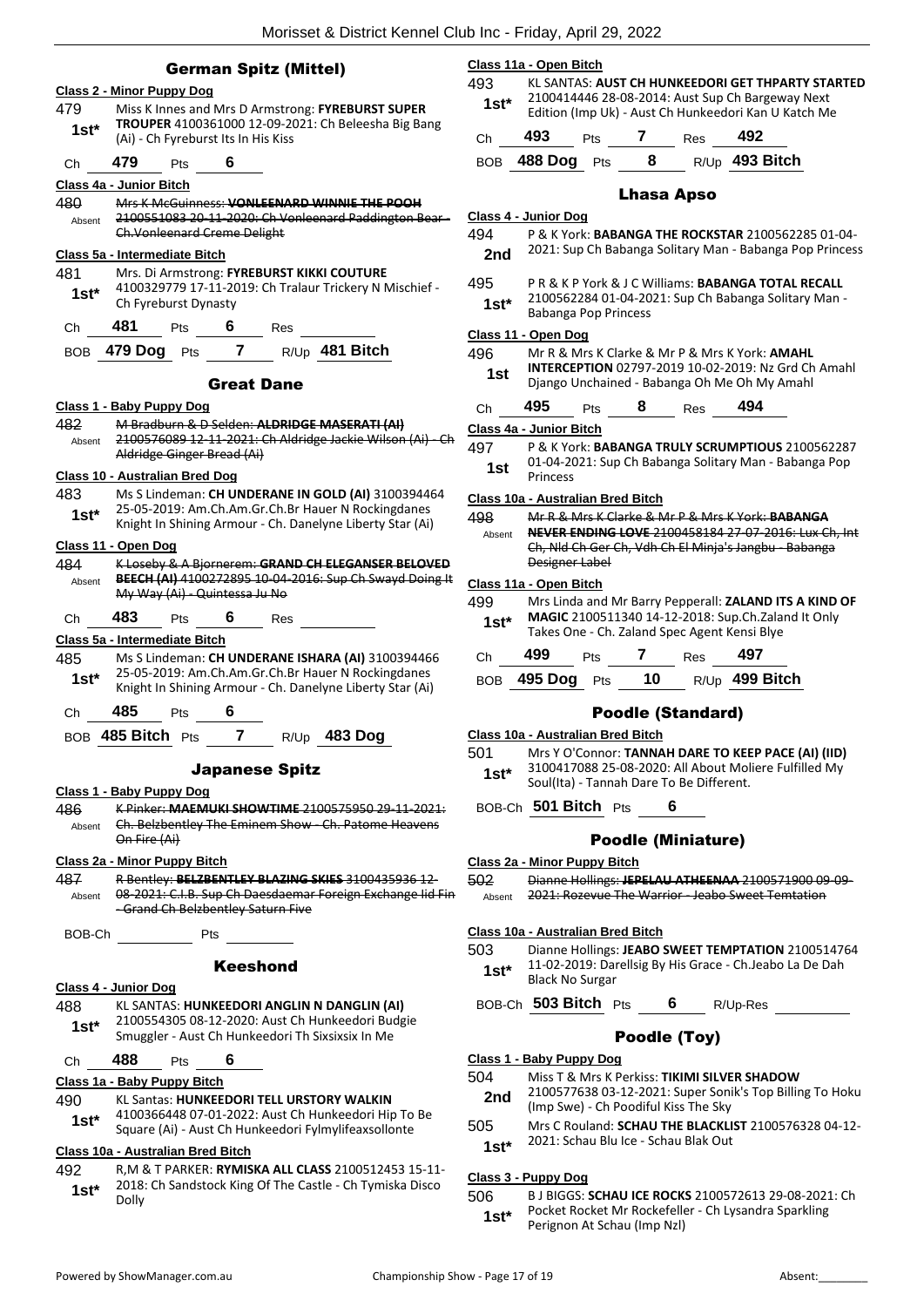## German Spitz (Mittel)

**Class 2 - Minor Puppy Dog**

479 — **1st*** — Miss K Innes and Mrs D Armstrong: **FYREBURST SUPER TROUPER** 4100361000 12-09-2021: Ch Beleesha Big Bang (Ai) - Ch Fyreburst Its In His Kiss

Ch 479 Pts 6

**Class 4a - Junior Bitch**

480 — Absent — ~~Mrs K McGuinness: **VONLEENARD WINNIE THE POOH** 2100551083 20-11-2020: Ch Vonleenard Paddington Bear - Ch.Vonleenard Creme Delight~~

**Class 5a - Intermediate Bitch**

481 — **1st*** — Mrs. Di Armstrong: **FYREBURST KIKKI COUTURE** 4100329779 17-11-2019: Ch Tralaur Trickery N Mischief - Ch Fyreburst Dynasty

Ch 481 Pts 6 Res

BOB 479 Dog Pts 7 R/Up 481 Bitch

## Great Dane

**Class 1 - Baby Puppy Dog**

482 — Absent — ~~M Bradburn & D Selden: **ALDRIDGE MASERATI (AI)** 2100576089 12-11-2021: Ch Aldridge Jackie Wilson (Ai) - Ch Aldridge Ginger Bread (Ai)~~

**Class 10 - Australian Bred Dog**

483 — **1st*** — Ms S Lindeman: **CH UNDERANE IN GOLD (AI)** 3100394464 25-05-2019: Am.Ch.Am.Gr.Ch.Br Hauer N Rockingdanes Knight In Shining Armour - Ch. Danelyne Liberty Star (Ai)

**Class 11 - Open Dog**

484 — Absent — ~~K Loseby & A Bjornerem: **GRAND CH ELEGANSER BELOVED BEECH (AI)** 4100272895 10-04-2016: Sup Ch Swayd Doing It My Way (Ai) - Quintessa Ju No~~

Ch 483 Pts 6 Res

**Class 5a - Intermediate Bitch**

485 — **1st*** — Ms S Lindeman: **CH UNDERANE ISHARA (AI)** 3100394466 25-05-2019: Am.Ch.Am.Gr.Ch.Br Hauer N Rockingdanes Knight In Shining Armour - Ch. Danelyne Liberty Star (Ai)

Ch 485 Pts 6

BOB 485 Bitch Pts 7 R/Up 483 Dog

## Japanese Spitz

**Class 1 - Baby Puppy Dog**

486 — Absent — ~~K Pinker: **MAEMUKI SHOWTIME** 2100575950 29-11-2021: Ch. Belzbentley The Eminem Show - Ch. Patome Heavens On Fire (Ai)~~

**Class 2a - Minor Puppy Bitch**

487 — Absent — ~~R Bentley: **BELZBENTLEY BLAZING SKIES** 3100435936 12-08-2021: C.I.B. Sup Ch Daesdaemar Foreign Exchange Iid Fin - Grand Ch Belzbentley Saturn Five~~

BOB-Ch Pts

## Keeshond

**Class 4 - Junior Dog**

488 — **1st*** — KL SANTAS: **HUNKEEDORI ANGLIN N DANGLIN (AI)** 2100554305 08-12-2020: Aust Ch Hunkeedori Budgie Smuggler - Aust Ch Hunkeedori Th Sixsixsix In Me

Ch 488 Pts 6

**Class 1a - Baby Puppy Bitch**

490 — **1st*** — KL Santas: **HUNKEEDORI TELL URSTORY WALKIN** 4100366448 07-01-2022: Aust Ch Hunkeedori Hip To Be Square (Ai) - Aust Ch Hunkeedori Fylmylifeaxsollonte

**Class 10a - Australian Bred Bitch**

492 — **1st*** — R,M & T PARKER: **RYMISKA ALL CLASS** 2100512453 15-11-2018: Ch Sandstock King Of The Castle - Ch Tymiska Disco Dolly

**Class 11a - Open Bitch**

493 — **1st*** — KL SANTAS: **AUST CH HUNKEEDORI GET THPARTY STARTED** 2100414446 28-08-2014: Aust Sup Ch Bargeway Next Edition (Imp Uk) - Aust Ch Hunkeedori Kan U Katch Me

Ch 493 Pts 7 Res 492

BOB 488 Dog Pts 8 R/Up 493 Bitch

## Lhasa Apso

**Class 4 - Junior Dog**

494 — **2nd** — P & K York: **BABANGA THE ROCKSTAR** 2100562285 01-04-2021: Sup Ch Babanga Solitary Man - Babanga Pop Princess

495 — **1st*** — P R & K P York & J C Williams: **BABANGA TOTAL RECALL** 2100562284 01-04-2021: Sup Ch Babanga Solitary Man - Babanga Pop Princess

**Class 11 - Open Dog**

496 — **1st** — Mr R & Mrs K Clarke & Mr P & Mrs K York: **AMAHL INTERCEPTION** 02797-2019 10-02-2019: Nz Grd Ch Amahl Django Unchained - Babanga Oh Me Oh My Amahl

Ch 495 Pts 8 Res 494

**Class 4a - Junior Bitch**

497 — **1st** — P & K York: **BABANGA TRULY SCRUMPTIOUS** 2100562287 01-04-2021: Sup Ch Babanga Solitary Man - Babanga Pop Princess

**Class 10a - Australian Bred Bitch**

498 — Absent — ~~Mr R & Mrs K Clarke & Mr P & Mrs K York: **BABANGA NEVER ENDING LOVE** 2100458184 27-07-2016: Lux Ch, Int Ch, Nld Ch Ger Ch, Vdh Ch El Minja's Jangbu - Babanga Designer Label~~

**Class 11a - Open Bitch**

499 — **1st*** — Mrs Linda and Mr Barry Pepperall: **ZALAND ITS A KIND OF MAGIC** 2100511340 14-12-2018: Sup.Ch.Zaland It Only Takes One - Ch. Zaland Spec Agent Kensi Blye

Ch 499 Pts 7 Res 497

BOB 495 Dog Pts 10 R/Up 499 Bitch

## Poodle (Standard)

**Class 10a - Australian Bred Bitch**

501 — **1st*** — Mrs Y O'Connor: **TANNAH DARE TO KEEP PACE (AI) (IID)** 3100417088 25-08-2020: All About Moliere Fulfilled My Soul(Ita) - Tannah Dare To Be Different.

BOB-Ch 501 Bitch Pts 6

## Poodle (Miniature)

**Class 2a - Minor Puppy Bitch**

502 — Absent — ~~Dianne Hollings: **JEPELAU ATHEENAA** 2100571900 09-09-2021: Rozevue The Warrior - Jeabo Sweet Temtation~~

**Class 10a - Australian Bred Bitch**

503 — **1st*** — Dianne Hollings: **JEABO SWEET TEMPTATION** 2100514764 11-02-2019: Darellsig By His Grace - Ch.Jeabo La De Dah Black No Surgar

BOB-Ch 503 Bitch Pts 6 R/Up-Res

## Poodle (Toy)

**Class 1 - Baby Puppy Dog**

504 — **2nd** — Miss T & Mrs K Perkiss: **TIKIMI SILVER SHADOW** 2100577638 03-12-2021: Super Sonik's Top Billing To Hoku (Imp Swe) - Ch Poodiful Kiss The Sky

505 — **1st*** — Mrs C Rouland: **SCHAU THE BLACKLIST** 2100576328 04-12-2021: Schau Blu Ice - Schau Blak Out

**Class 3 - Puppy Dog**

506 — **1st*** — B J BIGGS: **SCHAU ICE ROCKS** 2100572613 29-08-2021: Ch Pocket Rocket Mr Rockefeller - Ch Lysandra Sparkling Perignon At Schau (Imp Nzl)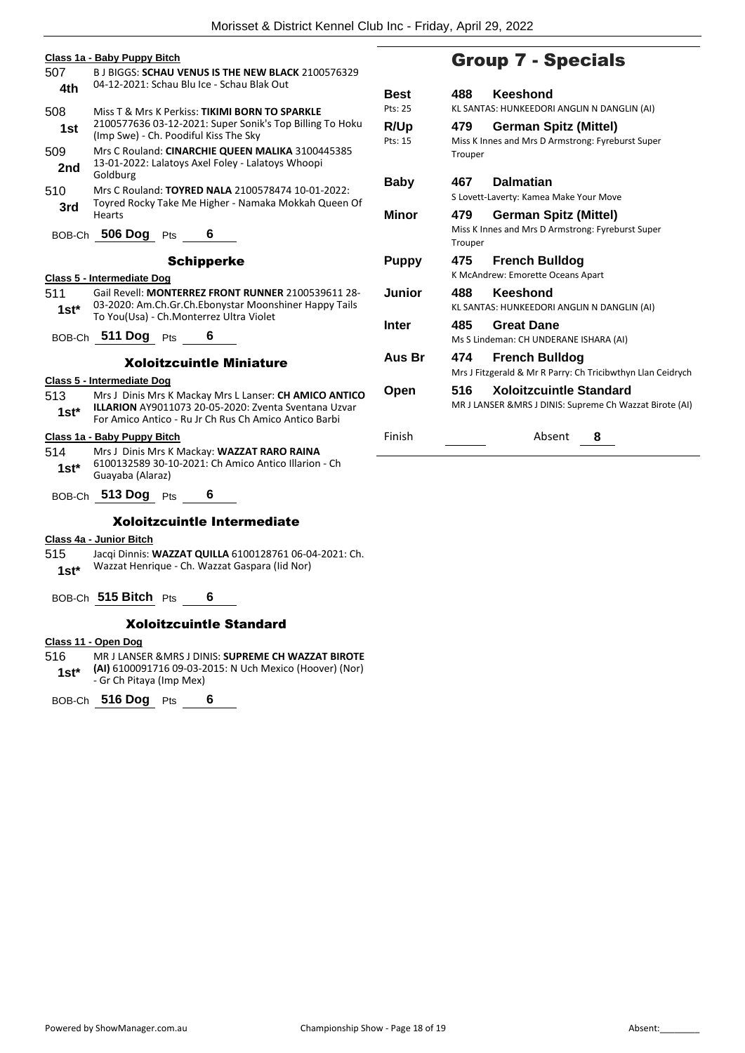#### Class 1a - Baby Puppy Bitch

507 — 4th — B J BIGGS: **SCHAU VENUS IS THE NEW BLACK** 2100576329 04-12-2021: Schau Blu Ice - Schau Blak Out

508 — 1st — Miss T & Mrs K Perkiss: **TIKIMI BORN TO SPARKLE** 2100577636 03-12-2021: Super Sonik's Top Billing To Hoku (Imp Swe) - Ch. Poodiful Kiss The Sky

509 — 2nd — Mrs C Rouland: **CINARCHIE QUEEN MALIKA** 3100445385 13-01-2022: Lalatoys Axel Foley - Lalatoys Whoopi Goldburg

510 — 3rd — Mrs C Rouland: **TOYRED NALA** 2100578474 10-01-2022: Toyred Rocky Take Me Higher - Namaka Mokkah Queen Of Hearts

BOB-Ch **506 Dog** Pts **6**

### Schipperke

#### Class 5 - Intermediate Dog

511 — 1st* — Gail Revell: **MONTERREZ FRONT RUNNER** 2100539611 28-03-2020: Am.Ch.Gr.Ch.Ebonystar Moonshiner Happy Tails To You(Usa) - Ch.Monterrez Ultra Violet

BOB-Ch **511 Dog** Pts **6**

### Xoloitzcuintle Miniature

#### Class 5 - Intermediate Dog

513 — 1st* — Mrs J Dinis Mrs K Mackay Mrs L Lanser: **CH AMICO ANTICO ILLARION** AY9011073 20-05-2020: Zventa Sventana Uzvar For Amico Antico - Ru Jr Ch Rus Ch Amico Antico Barbi

#### Class 1a - Baby Puppy Bitch

514 — 1st* — Mrs J Dinis Mrs K Mackay: **WAZZAT RARO RAINA** 6100132589 30-10-2021: Ch Amico Antico Illarion - Ch Guayaba (Alaraz)

BOB-Ch **513 Dog** Pts **6**

### Xoloitzcuintle Intermediate

#### Class 4a - Junior Bitch

515 — 1st* — Jacqi Dinnis: **WAZZAT QUILLA** 6100128761 06-04-2021: Ch. Wazzat Henrique - Ch. Wazzat Gaspara (Iid Nor)

BOB-Ch **515 Bitch** Pts **6**

### Xoloitzcuintle Standard

#### Class 11 - Open Dog

516 — 1st* — MR J LANSER &MRS J DINIS: **SUPREME CH WAZZAT BIROTE (AI)** 6100091716 09-03-2015: N Uch Mexico (Hoover) (Nor) - Gr Ch Pitaya (Imp Mex)

BOB-Ch **516 Dog** Pts **6**

## Group 7 - Specials

| Award | No. | Breed / Exhibitor |
|---|---|---|
| **Best** (Pts: 25) | 488 | **Keeshond** — KL SANTAS: HUNKEEDORI ANGLIN N DANGLIN (AI) |
| **R/Up** (Pts: 15) | 479 | **German Spitz (Mittel)** — Miss K Innes and Mrs D Armstrong: Fyreburst Super Trouper |
| **Baby** | 467 | **Dalmatian** — S Lovett-Laverty: Kamea Make Your Move |
| **Minor** | 479 | **German Spitz (Mittel)** — Miss K Innes and Mrs D Armstrong: Fyreburst Super Trouper |
| **Puppy** | 475 | **French Bulldog** — K McAndrew: Emorette Oceans Apart |
| **Junior** | 488 | **Keeshond** — KL SANTAS: HUNKEEDORI ANGLIN N DANGLIN (AI) |
| **Inter** | 485 | **Great Dane** — Ms S Lindeman: CH UNDERANE ISHARA (AI) |
| **Aus Br** | 474 | **French Bulldog** — Mrs J Fitzgerald & Mr R Parry: Ch Tricibwthyn Llan Ceidrych |
| **Open** | 516 | **Xoloitzcuintle Standard** — MR J LANSER &MRS J DINIS: Supreme Ch Wazzat Birote (AI) |

Finish ______ Absent **8**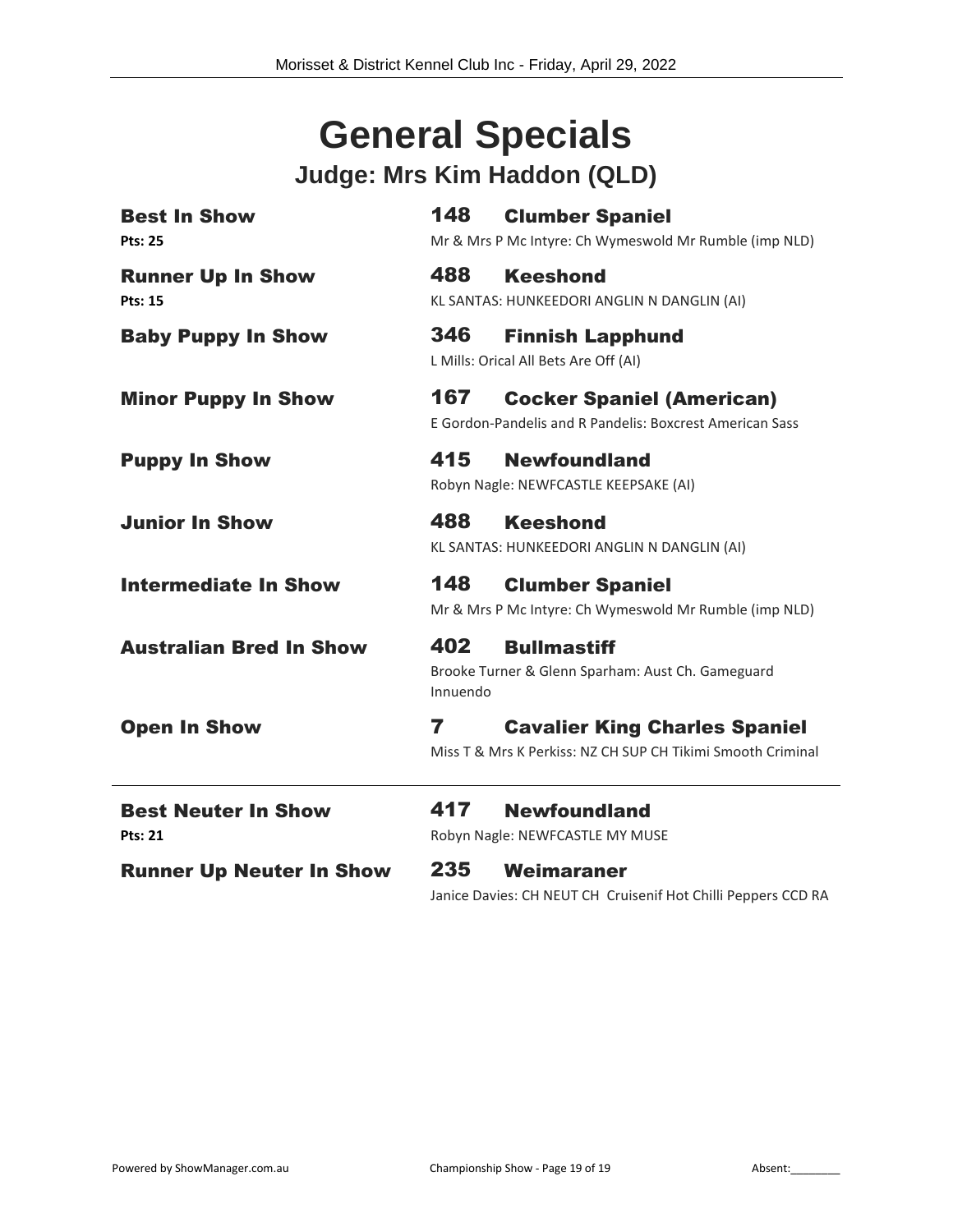# General Specials

## Judge: Mrs Kim Haddon (QLD)

**Best In Show**
Pts: 25

**148 Clumber Spaniel**
Mr & Mrs P Mc Intyre: Ch Wymeswold Mr Rumble (imp NLD)

**Runner Up In Show**
Pts: 15

**488 Keeshond**
KL SANTAS: HUNKEEDORI ANGLIN N DANGLIN (AI)

**Baby Puppy In Show**

**346 Finnish Lapphund**
L Mills: Orical All Bets Are Off (AI)

**Minor Puppy In Show**

**167 Cocker Spaniel (American)**
E Gordon-Pandelis and R Pandelis: Boxcrest American Sass

**Puppy In Show**

**415 Newfoundland**
Robyn Nagle: NEWFCASTLE KEEPSAKE (AI)

**Junior In Show**

**488 Keeshond**
KL SANTAS: HUNKEEDORI ANGLIN N DANGLIN (AI)

**Intermediate In Show**

**148 Clumber Spaniel**
Mr & Mrs P Mc Intyre: Ch Wymeswold Mr Rumble (imp NLD)

**Australian Bred In Show**

**402 Bullmastiff**
Brooke Turner & Glenn Sparham: Aust Ch. Gameguard Innuendo

**Open In Show**

**7 Cavalier King Charles Spaniel**
Miss T & Mrs K Perkiss: NZ CH SUP CH Tikimi Smooth Criminal

---

**Best Neuter In Show**
Pts: 21

**417 Newfoundland**
Robyn Nagle: NEWFCASTLE MY MUSE

**Runner Up Neuter In Show**

**235 Weimaraner**
Janice Davies: CH NEUT CH Cruisenif Hot Chilli Peppers CCD RA